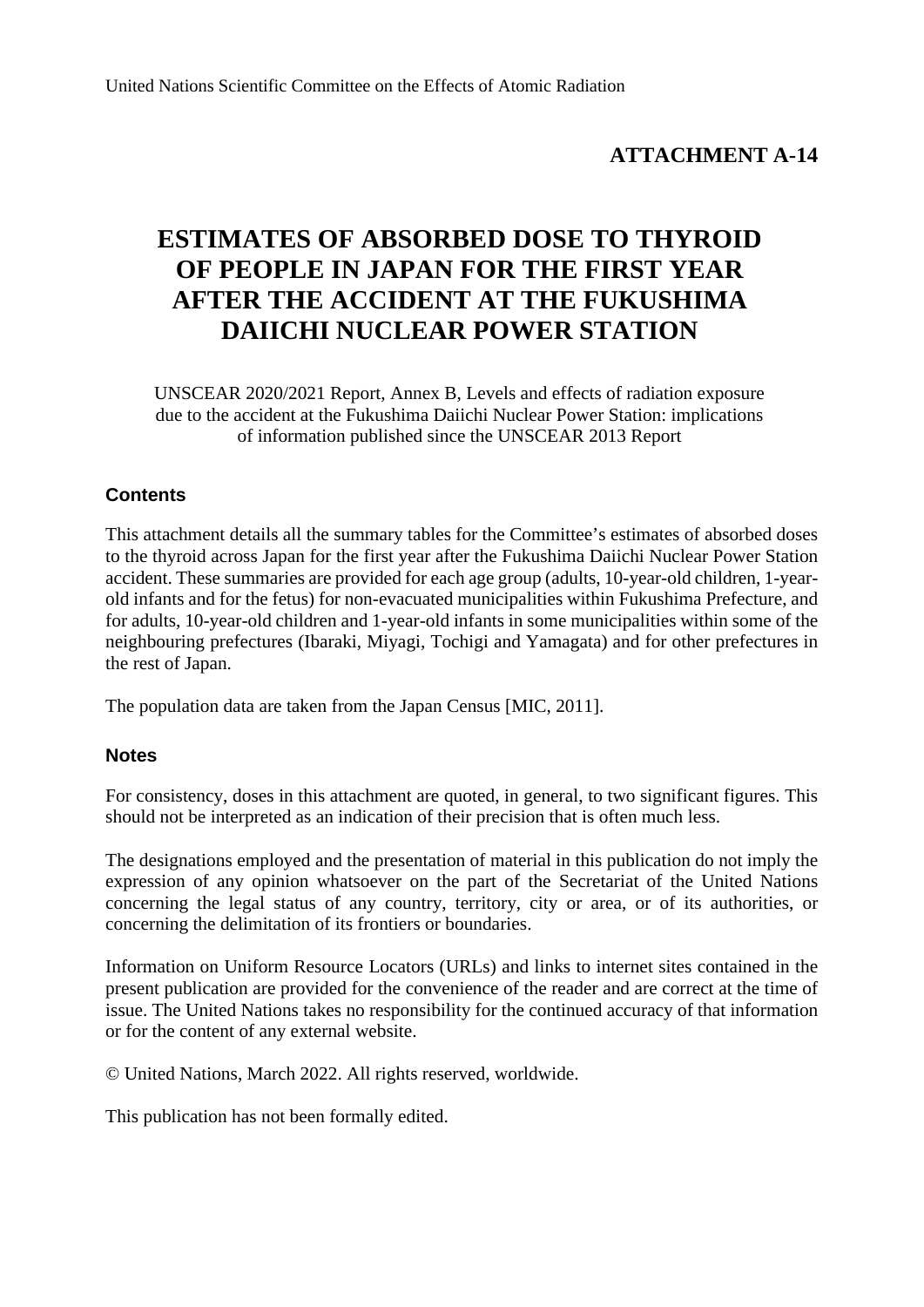United Nations Scientific Committee on the Effects of Atomic Radiation

**ATTACHMENT A-14**

# ESTIMATES OF ABSORBED DOSE TO THYROID OF PEOPLE IN JAPAN FOR THE FIRST YEAR AFTER THE ACCIDENT AT THE FUKUSHIMA DAIICHI NUCLEAR POWER STATION

UNSCEAR 2020/2021 Report, Annex B, Levels and effects of radiation exposure due to the accident at the Fukushima Daiichi Nuclear Power Station: implications of information published since the UNSCEAR 2013 Report

## Contents

This attachment details all the summary tables for the Committee's estimates of absorbed doses to the thyroid across Japan for the first year after the Fukushima Daiichi Nuclear Power Station accident. These summaries are provided for each age group (adults, 10-year-old children, 1-year-old infants and for the fetus) for non-evacuated municipalities within Fukushima Prefecture, and for adults, 10-year-old children and 1-year-old infants in some municipalities within some of the neighbouring prefectures (Ibaraki, Miyagi, Tochigi and Yamagata) and for other prefectures in the rest of Japan.

The population data are taken from the Japan Census [MIC, 2011].

## Notes

For consistency, doses in this attachment are quoted, in general, to two significant figures. This should not be interpreted as an indication of their precision that is often much less.

The designations employed and the presentation of material in this publication do not imply the expression of any opinion whatsoever on the part of the Secretariat of the United Nations concerning the legal status of any country, territory, city or area, or of its authorities, or concerning the delimitation of its frontiers or boundaries.

Information on Uniform Resource Locators (URLs) and links to internet sites contained in the present publication are provided for the convenience of the reader and are correct at the time of issue. The United Nations takes no responsibility for the continued accuracy of that information or for the content of any external website.

© United Nations, March 2022. All rights reserved, worldwide.

This publication has not been formally edited.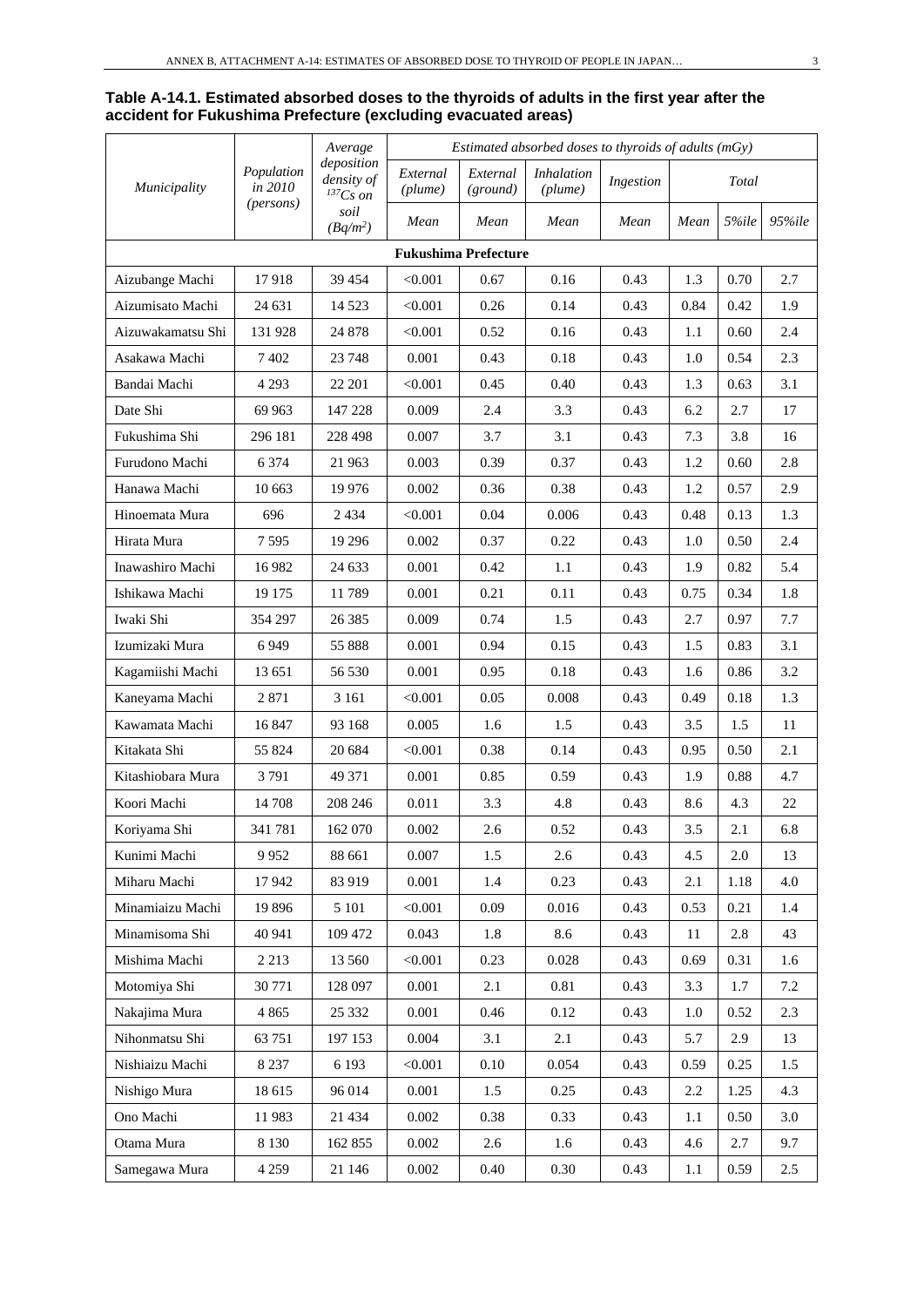**Table A-14.1. Estimated absorbed doses to the thyroids of adults in the first year after the accident for Fukushima Prefecture (excluding evacuated areas)**

| *Municipality* | *Population in 2010 (persons)* | *Average deposition density of $^{137}Cs$ on soil ($Bq/m^2$)* | *Estimated absorbed doses to thyroids of adults (mGy)* | | | | | | |
|---|---|---|---|---|---|---|---|---|---|
| | | | *External (plume)* | *External (ground)* | *Inhalation (plume)* | *Ingestion* | *Total* | | |
| | | | *Mean* | *Mean* | *Mean* | *Mean* | *Mean* | *5%ile* | *95%ile* |
| **Fukushima Prefecture** | | | | | | | | | |
| Aizubange Machi | 17 918 | 39 454 | <0.001 | 0.67 | 0.16 | 0.43 | 1.3 | 0.70 | 2.7 |
| Aizumisato Machi | 24 631 | 14 523 | <0.001 | 0.26 | 0.14 | 0.43 | 0.84 | 0.42 | 1.9 |
| Aizuwakamatsu Shi | 131 928 | 24 878 | <0.001 | 0.52 | 0.16 | 0.43 | 1.1 | 0.60 | 2.4 |
| Asakawa Machi | 7 402 | 23 748 | 0.001 | 0.43 | 0.18 | 0.43 | 1.0 | 0.54 | 2.3 |
| Bandai Machi | 4 293 | 22 201 | <0.001 | 0.45 | 0.40 | 0.43 | 1.3 | 0.63 | 3.1 |
| Date Shi | 69 963 | 147 228 | 0.009 | 2.4 | 3.3 | 0.43 | 6.2 | 2.7 | 17 |
| Fukushima Shi | 296 181 | 228 498 | 0.007 | 3.7 | 3.1 | 0.43 | 7.3 | 3.8 | 16 |
| Furudono Machi | 6 374 | 21 963 | 0.003 | 0.39 | 0.37 | 0.43 | 1.2 | 0.60 | 2.8 |
| Hanawa Machi | 10 663 | 19 976 | 0.002 | 0.36 | 0.38 | 0.43 | 1.2 | 0.57 | 2.9 |
| Hinoemata Mura | 696 | 2 434 | <0.001 | 0.04 | 0.006 | 0.43 | 0.48 | 0.13 | 1.3 |
| Hirata Mura | 7 595 | 19 296 | 0.002 | 0.37 | 0.22 | 0.43 | 1.0 | 0.50 | 2.4 |
| Inawashiro Machi | 16 982 | 24 633 | 0.001 | 0.42 | 1.1 | 0.43 | 1.9 | 0.82 | 5.4 |
| Ishikawa Machi | 19 175 | 11 789 | 0.001 | 0.21 | 0.11 | 0.43 | 0.75 | 0.34 | 1.8 |
| Iwaki Shi | 354 297 | 26 385 | 0.009 | 0.74 | 1.5 | 0.43 | 2.7 | 0.97 | 7.7 |
| Izumizaki Mura | 6 949 | 55 888 | 0.001 | 0.94 | 0.15 | 0.43 | 1.5 | 0.83 | 3.1 |
| Kagamiishi Machi | 13 651 | 56 530 | 0.001 | 0.95 | 0.18 | 0.43 | 1.6 | 0.86 | 3.2 |
| Kaneyama Machi | 2 871 | 3 161 | <0.001 | 0.05 | 0.008 | 0.43 | 0.49 | 0.18 | 1.3 |
| Kawamata Machi | 16 847 | 93 168 | 0.005 | 1.6 | 1.5 | 0.43 | 3.5 | 1.5 | 11 |
| Kitakata Shi | 55 824 | 20 684 | <0.001 | 0.38 | 0.14 | 0.43 | 0.95 | 0.50 | 2.1 |
| Kitashiobara Mura | 3 791 | 49 371 | 0.001 | 0.85 | 0.59 | 0.43 | 1.9 | 0.88 | 4.7 |
| Koori Machi | 14 708 | 208 246 | 0.011 | 3.3 | 4.8 | 0.43 | 8.6 | 4.3 | 22 |
| Koriyama Shi | 341 781 | 162 070 | 0.002 | 2.6 | 0.52 | 0.43 | 3.5 | 2.1 | 6.8 |
| Kunimi Machi | 9 952 | 88 661 | 0.007 | 1.5 | 2.6 | 0.43 | 4.5 | 2.0 | 13 |
| Miharu Machi | 17 942 | 83 919 | 0.001 | 1.4 | 0.23 | 0.43 | 2.1 | 1.18 | 4.0 |
| Minamiaizu Machi | 19 896 | 5 101 | <0.001 | 0.09 | 0.016 | 0.43 | 0.53 | 0.21 | 1.4 |
| Minamisoma Shi | 40 941 | 109 472 | 0.043 | 1.8 | 8.6 | 0.43 | 11 | 2.8 | 43 |
| Mishima Machi | 2 213 | 13 560 | <0.001 | 0.23 | 0.028 | 0.43 | 0.69 | 0.31 | 1.6 |
| Motomiya Shi | 30 771 | 128 097 | 0.001 | 2.1 | 0.81 | 0.43 | 3.3 | 1.7 | 7.2 |
| Nakajima Mura | 4 865 | 25 332 | 0.001 | 0.46 | 0.12 | 0.43 | 1.0 | 0.52 | 2.3 |
| Nihonmatsu Shi | 63 751 | 197 153 | 0.004 | 3.1 | 2.1 | 0.43 | 5.7 | 2.9 | 13 |
| Nishiaizu Machi | 8 237 | 6 193 | <0.001 | 0.10 | 0.054 | 0.43 | 0.59 | 0.25 | 1.5 |
| Nishigo Mura | 18 615 | 96 014 | 0.001 | 1.5 | 0.25 | 0.43 | 2.2 | 1.25 | 4.3 |
| Ono Machi | 11 983 | 21 434 | 0.002 | 0.38 | 0.33 | 0.43 | 1.1 | 0.50 | 3.0 |
| Otama Mura | 8 130 | 162 855 | 0.002 | 2.6 | 1.6 | 0.43 | 4.6 | 2.7 | 9.7 |
| Samegawa Mura | 4 259 | 21 146 | 0.002 | 0.40 | 0.30 | 0.43 | 1.1 | 0.59 | 2.5 |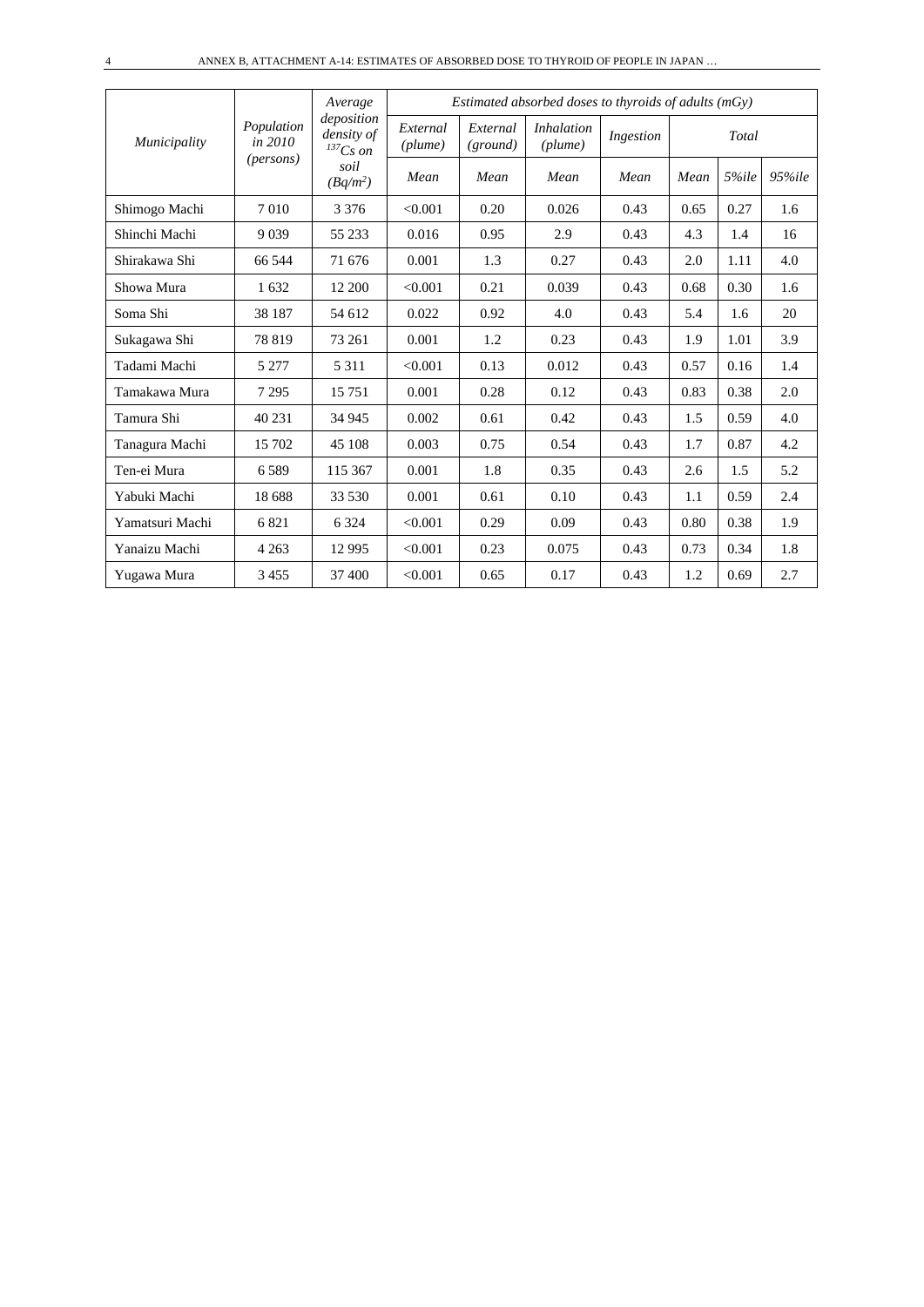| *Municipality* | *Population in 2010 (persons)* | *Average deposition density of $^{137}Cs$ on soil ($Bq/m^2$)* | *Estimated absorbed doses to thyroids of adults (mGy)* | | | | | | |
|---|---|---|---|---|---|---|---|---|---|
| | | | *External (plume)* | *External (ground)* | *Inhalation (plume)* | *Ingestion* | *Total* | | |
| | | | *Mean* | *Mean* | *Mean* | *Mean* | *Mean* | *5%ile* | *95%ile* |
| Shimogo Machi | 7 010 | 3 376 | <0.001 | 0.20 | 0.026 | 0.43 | 0.65 | 0.27 | 1.6 |
| Shinchi Machi | 9 039 | 55 233 | 0.016 | 0.95 | 2.9 | 0.43 | 4.3 | 1.4 | 16 |
| Shirakawa Shi | 66 544 | 71 676 | 0.001 | 1.3 | 0.27 | 0.43 | 2.0 | 1.11 | 4.0 |
| Showa Mura | 1 632 | 12 200 | <0.001 | 0.21 | 0.039 | 0.43 | 0.68 | 0.30 | 1.6 |
| Soma Shi | 38 187 | 54 612 | 0.022 | 0.92 | 4.0 | 0.43 | 5.4 | 1.6 | 20 |
| Sukagawa Shi | 78 819 | 73 261 | 0.001 | 1.2 | 0.23 | 0.43 | 1.9 | 1.01 | 3.9 |
| Tadami Machi | 5 277 | 5 311 | <0.001 | 0.13 | 0.012 | 0.43 | 0.57 | 0.16 | 1.4 |
| Tamakawa Mura | 7 295 | 15 751 | 0.001 | 0.28 | 0.12 | 0.43 | 0.83 | 0.38 | 2.0 |
| Tamura Shi | 40 231 | 34 945 | 0.002 | 0.61 | 0.42 | 0.43 | 1.5 | 0.59 | 4.0 |
| Tanagura Machi | 15 702 | 45 108 | 0.003 | 0.75 | 0.54 | 0.43 | 1.7 | 0.87 | 4.2 |
| Ten-ei Mura | 6 589 | 115 367 | 0.001 | 1.8 | 0.35 | 0.43 | 2.6 | 1.5 | 5.2 |
| Yabuki Machi | 18 688 | 33 530 | 0.001 | 0.61 | 0.10 | 0.43 | 1.1 | 0.59 | 2.4 |
| Yamatsuri Machi | 6 821 | 6 324 | <0.001 | 0.29 | 0.09 | 0.43 | 0.80 | 0.38 | 1.9 |
| Yanaizu Machi | 4 263 | 12 995 | <0.001 | 0.23 | 0.075 | 0.43 | 0.73 | 0.34 | 1.8 |
| Yugawa Mura | 3 455 | 37 400 | <0.001 | 0.65 | 0.17 | 0.43 | 1.2 | 0.69 | 2.7 |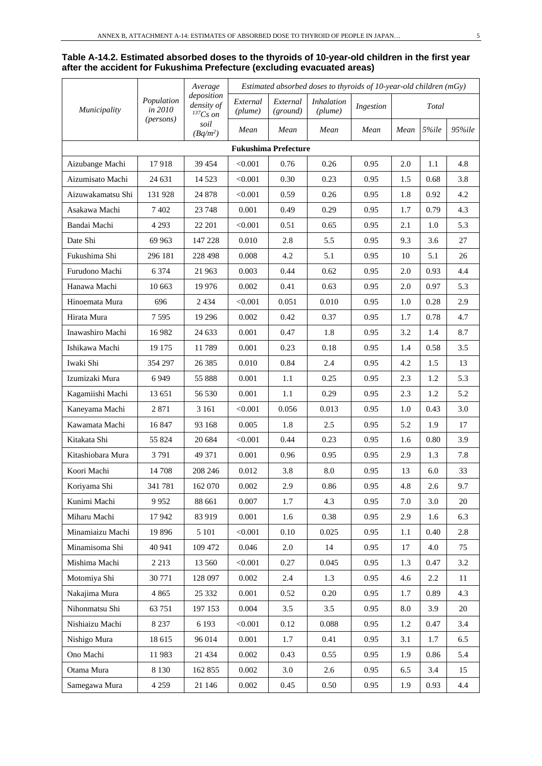**Table A-14.2. Estimated absorbed doses to the thyroids of 10-year-old children in the first year after the accident for Fukushima Prefecture (excluding evacuated areas)**

| Municipality | Population in 2010 (persons) | Average deposition density of $^{137}Cs$ on soil ($Bq/m^2$) | Estimated absorbed doses to thyroids of 10-year-old children (mGy) | | | | | | |
|---|---|---|---|---|---|---|---|---|---|
| | | | External (plume) | External (ground) | Inhalation (plume) | Ingestion | Total | | |
| | | | Mean | Mean | Mean | Mean | Mean | 5%ile | 95%ile |
| **Fukushima Prefecture** | | | | | | | | | |
| Aizubange Machi | 17 918 | 39 454 | <0.001 | 0.76 | 0.26 | 0.95 | 2.0 | 1.1 | 4.8 |
| Aizumisato Machi | 24 631 | 14 523 | <0.001 | 0.30 | 0.23 | 0.95 | 1.5 | 0.68 | 3.8 |
| Aizuwakamatsu Shi | 131 928 | 24 878 | <0.001 | 0.59 | 0.26 | 0.95 | 1.8 | 0.92 | 4.2 |
| Asakawa Machi | 7 402 | 23 748 | 0.001 | 0.49 | 0.29 | 0.95 | 1.7 | 0.79 | 4.3 |
| Bandai Machi | 4 293 | 22 201 | <0.001 | 0.51 | 0.65 | 0.95 | 2.1 | 1.0 | 5.3 |
| Date Shi | 69 963 | 147 228 | 0.010 | 2.8 | 5.5 | 0.95 | 9.3 | 3.6 | 27 |
| Fukushima Shi | 296 181 | 228 498 | 0.008 | 4.2 | 5.1 | 0.95 | 10 | 5.1 | 26 |
| Furudono Machi | 6 374 | 21 963 | 0.003 | 0.44 | 0.62 | 0.95 | 2.0 | 0.93 | 4.4 |
| Hanawa Machi | 10 663 | 19 976 | 0.002 | 0.41 | 0.63 | 0.95 | 2.0 | 0.97 | 5.3 |
| Hinoemata Mura | 696 | 2 434 | <0.001 | 0.051 | 0.010 | 0.95 | 1.0 | 0.28 | 2.9 |
| Hirata Mura | 7 595 | 19 296 | 0.002 | 0.42 | 0.37 | 0.95 | 1.7 | 0.78 | 4.7 |
| Inawashiro Machi | 16 982 | 24 633 | 0.001 | 0.47 | 1.8 | 0.95 | 3.2 | 1.4 | 8.7 |
| Ishikawa Machi | 19 175 | 11 789 | 0.001 | 0.23 | 0.18 | 0.95 | 1.4 | 0.58 | 3.5 |
| Iwaki Shi | 354 297 | 26 385 | 0.010 | 0.84 | 2.4 | 0.95 | 4.2 | 1.5 | 13 |
| Izumizaki Mura | 6 949 | 55 888 | 0.001 | 1.1 | 0.25 | 0.95 | 2.3 | 1.2 | 5.3 |
| Kagamiishi Machi | 13 651 | 56 530 | 0.001 | 1.1 | 0.29 | 0.95 | 2.3 | 1.2 | 5.2 |
| Kaneyama Machi | 2 871 | 3 161 | <0.001 | 0.056 | 0.013 | 0.95 | 1.0 | 0.43 | 3.0 |
| Kawamata Machi | 16 847 | 93 168 | 0.005 | 1.8 | 2.5 | 0.95 | 5.2 | 1.9 | 17 |
| Kitakata Shi | 55 824 | 20 684 | <0.001 | 0.44 | 0.23 | 0.95 | 1.6 | 0.80 | 3.9 |
| Kitashiobara Mura | 3 791 | 49 371 | 0.001 | 0.96 | 0.95 | 0.95 | 2.9 | 1.3 | 7.8 |
| Koori Machi | 14 708 | 208 246 | 0.012 | 3.8 | 8.0 | 0.95 | 13 | 6.0 | 33 |
| Koriyama Shi | 341 781 | 162 070 | 0.002 | 2.9 | 0.86 | 0.95 | 4.8 | 2.6 | 9.7 |
| Kunimi Machi | 9 952 | 88 661 | 0.007 | 1.7 | 4.3 | 0.95 | 7.0 | 3.0 | 20 |
| Miharu Machi | 17 942 | 83 919 | 0.001 | 1.6 | 0.38 | 0.95 | 2.9 | 1.6 | 6.3 |
| Minamiaizu Machi | 19 896 | 5 101 | <0.001 | 0.10 | 0.025 | 0.95 | 1.1 | 0.40 | 2.8 |
| Minamisoma Shi | 40 941 | 109 472 | 0.046 | 2.0 | 14 | 0.95 | 17 | 4.0 | 75 |
| Mishima Machi | 2 213 | 13 560 | <0.001 | 0.27 | 0.045 | 0.95 | 1.3 | 0.47 | 3.2 |
| Motomiya Shi | 30 771 | 128 097 | 0.002 | 2.4 | 1.3 | 0.95 | 4.6 | 2.2 | 11 |
| Nakajima Mura | 4 865 | 25 332 | 0.001 | 0.52 | 0.20 | 0.95 | 1.7 | 0.89 | 4.3 |
| Nihonmatsu Shi | 63 751 | 197 153 | 0.004 | 3.5 | 3.5 | 0.95 | 8.0 | 3.9 | 20 |
| Nishiaizu Machi | 8 237 | 6 193 | <0.001 | 0.12 | 0.088 | 0.95 | 1.2 | 0.47 | 3.4 |
| Nishigo Mura | 18 615 | 96 014 | 0.001 | 1.7 | 0.41 | 0.95 | 3.1 | 1.7 | 6.5 |
| Ono Machi | 11 983 | 21 434 | 0.002 | 0.43 | 0.55 | 0.95 | 1.9 | 0.86 | 5.4 |
| Otama Mura | 8 130 | 162 855 | 0.002 | 3.0 | 2.6 | 0.95 | 6.5 | 3.4 | 15 |
| Samegawa Mura | 4 259 | 21 146 | 0.002 | 0.45 | 0.50 | 0.95 | 1.9 | 0.93 | 4.4 |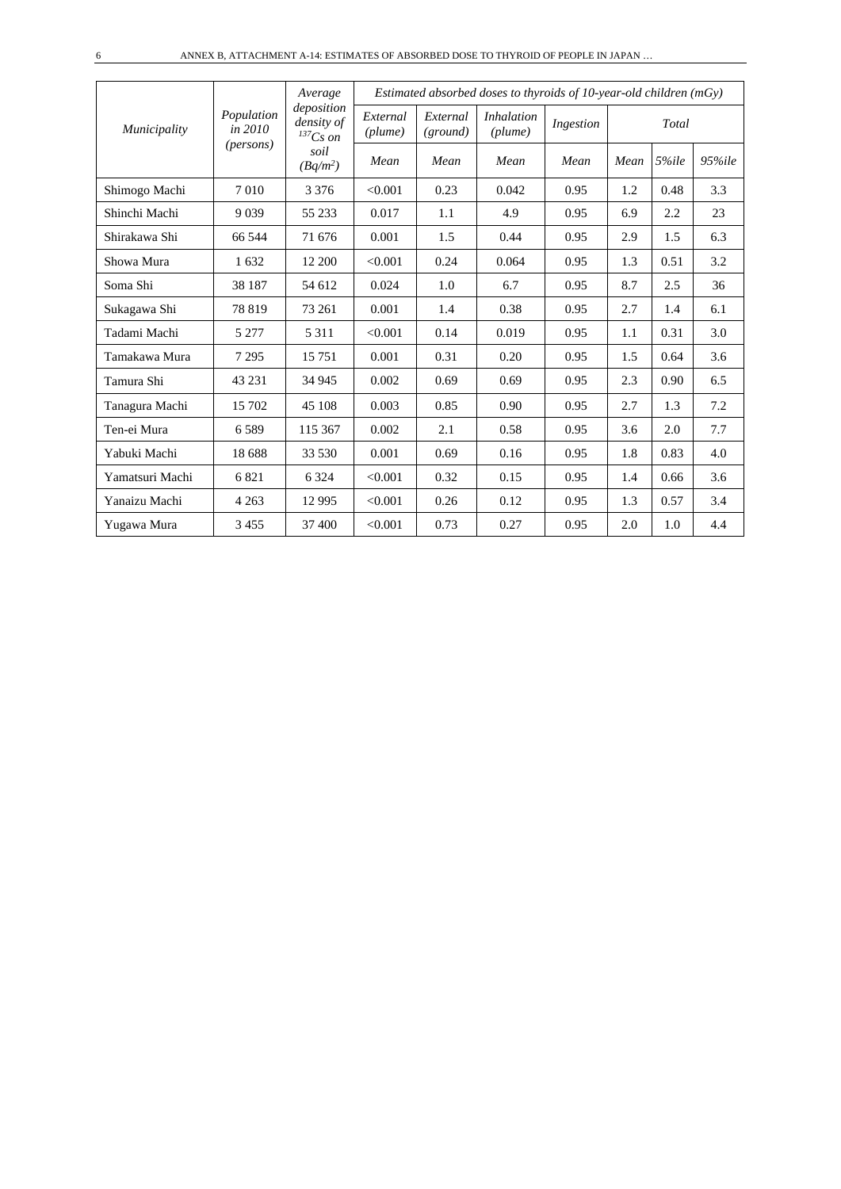| Municipality | Population in 2010 (persons) | Average deposition density of $^{137}Cs$ on soil ($Bq/m^2$) | Estimated absorbed doses to thyroids of 10-year-old children (mGy) | | | | | | |
|---|---|---|---|---|---|---|---|---|---|
| | | | External (plume) | External (ground) | Inhalation (plume) | Ingestion | Total | | |
| | | | Mean | Mean | Mean | Mean | Mean | 5%ile | 95%ile |
| Shimogo Machi | 7 010 | 3 376 | <0.001 | 0.23 | 0.042 | 0.95 | 1.2 | 0.48 | 3.3 |
| Shinchi Machi | 9 039 | 55 233 | 0.017 | 1.1 | 4.9 | 0.95 | 6.9 | 2.2 | 23 |
| Shirakawa Shi | 66 544 | 71 676 | 0.001 | 1.5 | 0.44 | 0.95 | 2.9 | 1.5 | 6.3 |
| Showa Mura | 1 632 | 12 200 | <0.001 | 0.24 | 0.064 | 0.95 | 1.3 | 0.51 | 3.2 |
| Soma Shi | 38 187 | 54 612 | 0.024 | 1.0 | 6.7 | 0.95 | 8.7 | 2.5 | 36 |
| Sukagawa Shi | 78 819 | 73 261 | 0.001 | 1.4 | 0.38 | 0.95 | 2.7 | 1.4 | 6.1 |
| Tadami Machi | 5 277 | 5 311 | <0.001 | 0.14 | 0.019 | 0.95 | 1.1 | 0.31 | 3.0 |
| Tamakawa Mura | 7 295 | 15 751 | 0.001 | 0.31 | 0.20 | 0.95 | 1.5 | 0.64 | 3.6 |
| Tamura Shi | 43 231 | 34 945 | 0.002 | 0.69 | 0.69 | 0.95 | 2.3 | 0.90 | 6.5 |
| Tanagura Machi | 15 702 | 45 108 | 0.003 | 0.85 | 0.90 | 0.95 | 2.7 | 1.3 | 7.2 |
| Ten-ei Mura | 6 589 | 115 367 | 0.002 | 2.1 | 0.58 | 0.95 | 3.6 | 2.0 | 7.7 |
| Yabuki Machi | 18 688 | 33 530 | 0.001 | 0.69 | 0.16 | 0.95 | 1.8 | 0.83 | 4.0 |
| Yamatsuri Machi | 6 821 | 6 324 | <0.001 | 0.32 | 0.15 | 0.95 | 1.4 | 0.66 | 3.6 |
| Yanaizu Machi | 4 263 | 12 995 | <0.001 | 0.26 | 0.12 | 0.95 | 1.3 | 0.57 | 3.4 |
| Yugawa Mura | 3 455 | 37 400 | <0.001 | 0.73 | 0.27 | 0.95 | 2.0 | 1.0 | 4.4 |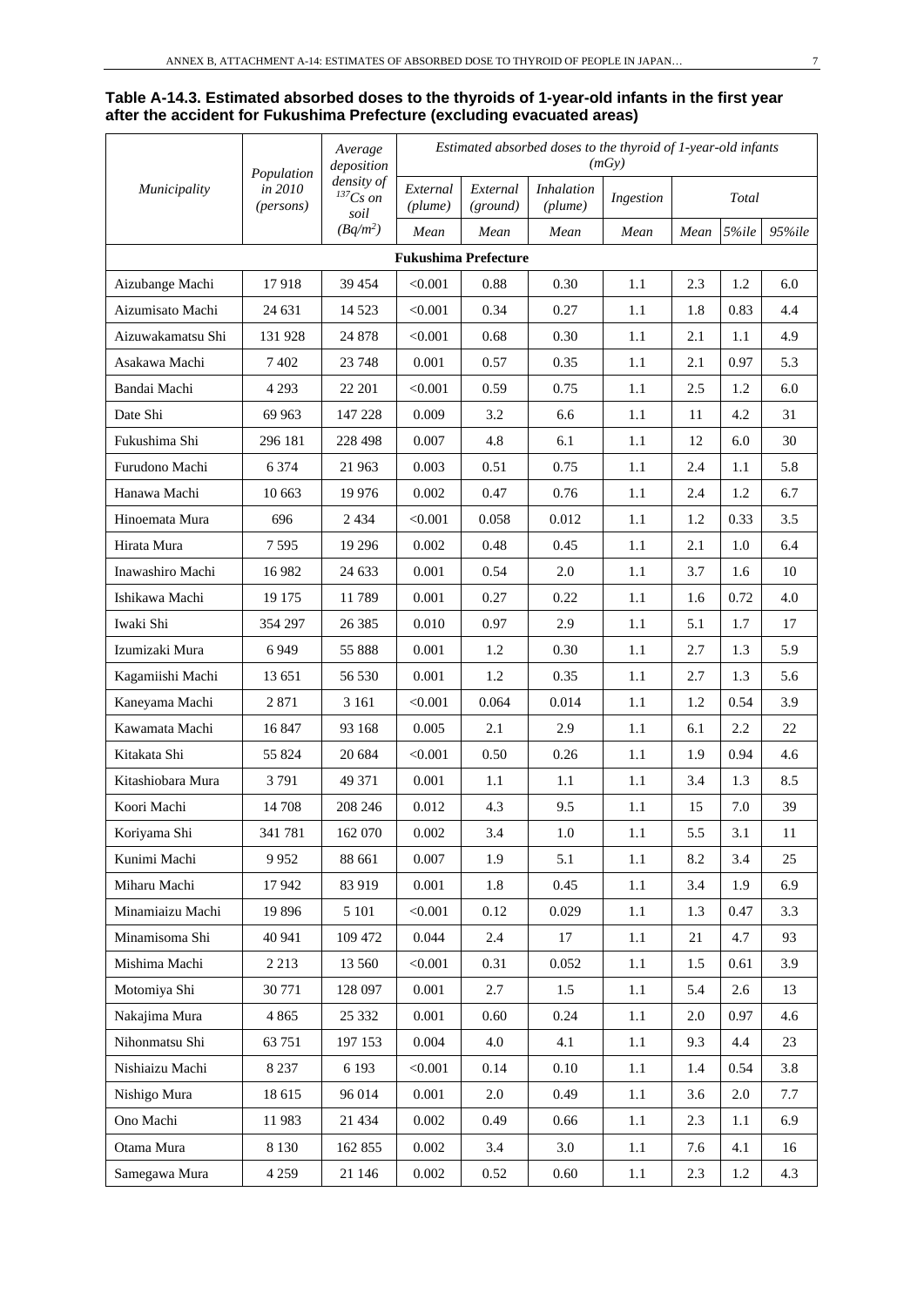**Table A-14.3. Estimated absorbed doses to the thyroids of 1-year-old infants in the first year after the accident for Fukushima Prefecture (excluding evacuated areas)**

| *Municipality* | *Population in 2010 (persons)* | *Average deposition density of $^{137}Cs$ on soil ($Bq/m^2$)* | *Estimated absorbed doses to the thyroid of 1-year-old infants (mGy)* | | | | | | |
|---|---|---|---|---|---|---|---|---|---|
| | | | *External (plume)* | *External (ground)* | *Inhalation (plume)* | *Ingestion* | *Total* | | |
| | | | *Mean* | *Mean* | *Mean* | *Mean* | *Mean* | *5%ile* | *95%ile* |
| **Fukushima Prefecture** | | | | | | | | | |
| Aizubange Machi | 17 918 | 39 454 | <0.001 | 0.88 | 0.30 | 1.1 | 2.3 | 1.2 | 6.0 |
| Aizumisato Machi | 24 631 | 14 523 | <0.001 | 0.34 | 0.27 | 1.1 | 1.8 | 0.83 | 4.4 |
| Aizuwakamatsu Shi | 131 928 | 24 878 | <0.001 | 0.68 | 0.30 | 1.1 | 2.1 | 1.1 | 4.9 |
| Asakawa Machi | 7 402 | 23 748 | 0.001 | 0.57 | 0.35 | 1.1 | 2.1 | 0.97 | 5.3 |
| Bandai Machi | 4 293 | 22 201 | <0.001 | 0.59 | 0.75 | 1.1 | 2.5 | 1.2 | 6.0 |
| Date Shi | 69 963 | 147 228 | 0.009 | 3.2 | 6.6 | 1.1 | 11 | 4.2 | 31 |
| Fukushima Shi | 296 181 | 228 498 | 0.007 | 4.8 | 6.1 | 1.1 | 12 | 6.0 | 30 |
| Furudono Machi | 6 374 | 21 963 | 0.003 | 0.51 | 0.75 | 1.1 | 2.4 | 1.1 | 5.8 |
| Hanawa Machi | 10 663 | 19 976 | 0.002 | 0.47 | 0.76 | 1.1 | 2.4 | 1.2 | 6.7 |
| Hinoemata Mura | 696 | 2 434 | <0.001 | 0.058 | 0.012 | 1.1 | 1.2 | 0.33 | 3.5 |
| Hirata Mura | 7 595 | 19 296 | 0.002 | 0.48 | 0.45 | 1.1 | 2.1 | 1.0 | 6.4 |
| Inawashiro Machi | 16 982 | 24 633 | 0.001 | 0.54 | 2.0 | 1.1 | 3.7 | 1.6 | 10 |
| Ishikawa Machi | 19 175 | 11 789 | 0.001 | 0.27 | 0.22 | 1.1 | 1.6 | 0.72 | 4.0 |
| Iwaki Shi | 354 297 | 26 385 | 0.010 | 0.97 | 2.9 | 1.1 | 5.1 | 1.7 | 17 |
| Izumizaki Mura | 6 949 | 55 888 | 0.001 | 1.2 | 0.30 | 1.1 | 2.7 | 1.3 | 5.9 |
| Kagamiishi Machi | 13 651 | 56 530 | 0.001 | 1.2 | 0.35 | 1.1 | 2.7 | 1.3 | 5.6 |
| Kaneyama Machi | 2 871 | 3 161 | <0.001 | 0.064 | 0.014 | 1.1 | 1.2 | 0.54 | 3.9 |
| Kawamata Machi | 16 847 | 93 168 | 0.005 | 2.1 | 2.9 | 1.1 | 6.1 | 2.2 | 22 |
| Kitakata Shi | 55 824 | 20 684 | <0.001 | 0.50 | 0.26 | 1.1 | 1.9 | 0.94 | 4.6 |
| Kitashiobara Mura | 3 791 | 49 371 | 0.001 | 1.1 | 1.1 | 1.1 | 3.4 | 1.3 | 8.5 |
| Koori Machi | 14 708 | 208 246 | 0.012 | 4.3 | 9.5 | 1.1 | 15 | 7.0 | 39 |
| Koriyama Shi | 341 781 | 162 070 | 0.002 | 3.4 | 1.0 | 1.1 | 5.5 | 3.1 | 11 |
| Kunimi Machi | 9 952 | 88 661 | 0.007 | 1.9 | 5.1 | 1.1 | 8.2 | 3.4 | 25 |
| Miharu Machi | 17 942 | 83 919 | 0.001 | 1.8 | 0.45 | 1.1 | 3.4 | 1.9 | 6.9 |
| Minamiaizu Machi | 19 896 | 5 101 | <0.001 | 0.12 | 0.029 | 1.1 | 1.3 | 0.47 | 3.3 |
| Minamisoma Shi | 40 941 | 109 472 | 0.044 | 2.4 | 17 | 1.1 | 21 | 4.7 | 93 |
| Mishima Machi | 2 213 | 13 560 | <0.001 | 0.31 | 0.052 | 1.1 | 1.5 | 0.61 | 3.9 |
| Motomiya Shi | 30 771 | 128 097 | 0.001 | 2.7 | 1.5 | 1.1 | 5.4 | 2.6 | 13 |
| Nakajima Mura | 4 865 | 25 332 | 0.001 | 0.60 | 0.24 | 1.1 | 2.0 | 0.97 | 4.6 |
| Nihonmatsu Shi | 63 751 | 197 153 | 0.004 | 4.0 | 4.1 | 1.1 | 9.3 | 4.4 | 23 |
| Nishiaizu Machi | 8 237 | 6 193 | <0.001 | 0.14 | 0.10 | 1.1 | 1.4 | 0.54 | 3.8 |
| Nishigo Mura | 18 615 | 96 014 | 0.001 | 2.0 | 0.49 | 1.1 | 3.6 | 2.0 | 7.7 |
| Ono Machi | 11 983 | 21 434 | 0.002 | 0.49 | 0.66 | 1.1 | 2.3 | 1.1 | 6.9 |
| Otama Mura | 8 130 | 162 855 | 0.002 | 3.4 | 3.0 | 1.1 | 7.6 | 4.1 | 16 |
| Samegawa Mura | 4 259 | 21 146 | 0.002 | 0.52 | 0.60 | 1.1 | 2.3 | 1.2 | 4.3 |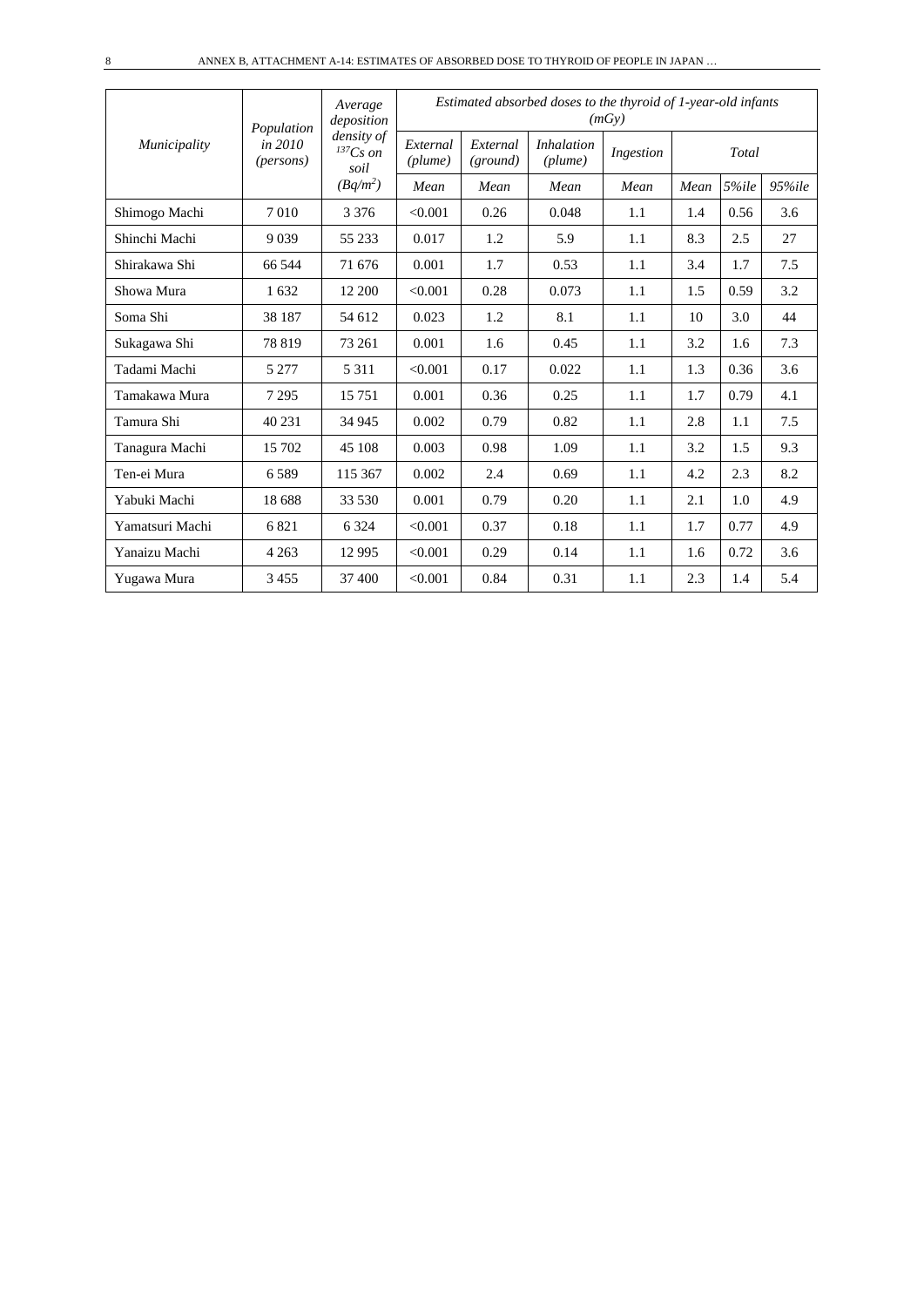| Municipality | Population in 2010 (persons) | Average deposition density of $^{137}Cs$ on soil ($Bq/m^2$) | Estimated absorbed doses to the thyroid of 1-year-old infants (mGy) | | | | | | |
|---|---|---|---|---|---|---|---|---|---|
| | | | External (plume) | External (ground) | Inhalation (plume) | Ingestion | Total | | |
| | | | Mean | Mean | Mean | Mean | Mean | 5%ile | 95%ile |
| Shimogo Machi | 7 010 | 3 376 | <0.001 | 0.26 | 0.048 | 1.1 | 1.4 | 0.56 | 3.6 |
| Shinchi Machi | 9 039 | 55 233 | 0.017 | 1.2 | 5.9 | 1.1 | 8.3 | 2.5 | 27 |
| Shirakawa Shi | 66 544 | 71 676 | 0.001 | 1.7 | 0.53 | 1.1 | 3.4 | 1.7 | 7.5 |
| Showa Mura | 1 632 | 12 200 | <0.001 | 0.28 | 0.073 | 1.1 | 1.5 | 0.59 | 3.2 |
| Soma Shi | 38 187 | 54 612 | 0.023 | 1.2 | 8.1 | 1.1 | 10 | 3.0 | 44 |
| Sukagawa Shi | 78 819 | 73 261 | 0.001 | 1.6 | 0.45 | 1.1 | 3.2 | 1.6 | 7.3 |
| Tadami Machi | 5 277 | 5 311 | <0.001 | 0.17 | 0.022 | 1.1 | 1.3 | 0.36 | 3.6 |
| Tamakawa Mura | 7 295 | 15 751 | 0.001 | 0.36 | 0.25 | 1.1 | 1.7 | 0.79 | 4.1 |
| Tamura Shi | 40 231 | 34 945 | 0.002 | 0.79 | 0.82 | 1.1 | 2.8 | 1.1 | 7.5 |
| Tanagura Machi | 15 702 | 45 108 | 0.003 | 0.98 | 1.09 | 1.1 | 3.2 | 1.5 | 9.3 |
| Ten-ei Mura | 6 589 | 115 367 | 0.002 | 2.4 | 0.69 | 1.1 | 4.2 | 2.3 | 8.2 |
| Yabuki Machi | 18 688 | 33 530 | 0.001 | 0.79 | 0.20 | 1.1 | 2.1 | 1.0 | 4.9 |
| Yamatsuri Machi | 6 821 | 6 324 | <0.001 | 0.37 | 0.18 | 1.1 | 1.7 | 0.77 | 4.9 |
| Yanaizu Machi | 4 263 | 12 995 | <0.001 | 0.29 | 0.14 | 1.1 | 1.6 | 0.72 | 3.6 |
| Yugawa Mura | 3 455 | 37 400 | <0.001 | 0.84 | 0.31 | 1.1 | 2.3 | 1.4 | 5.4 |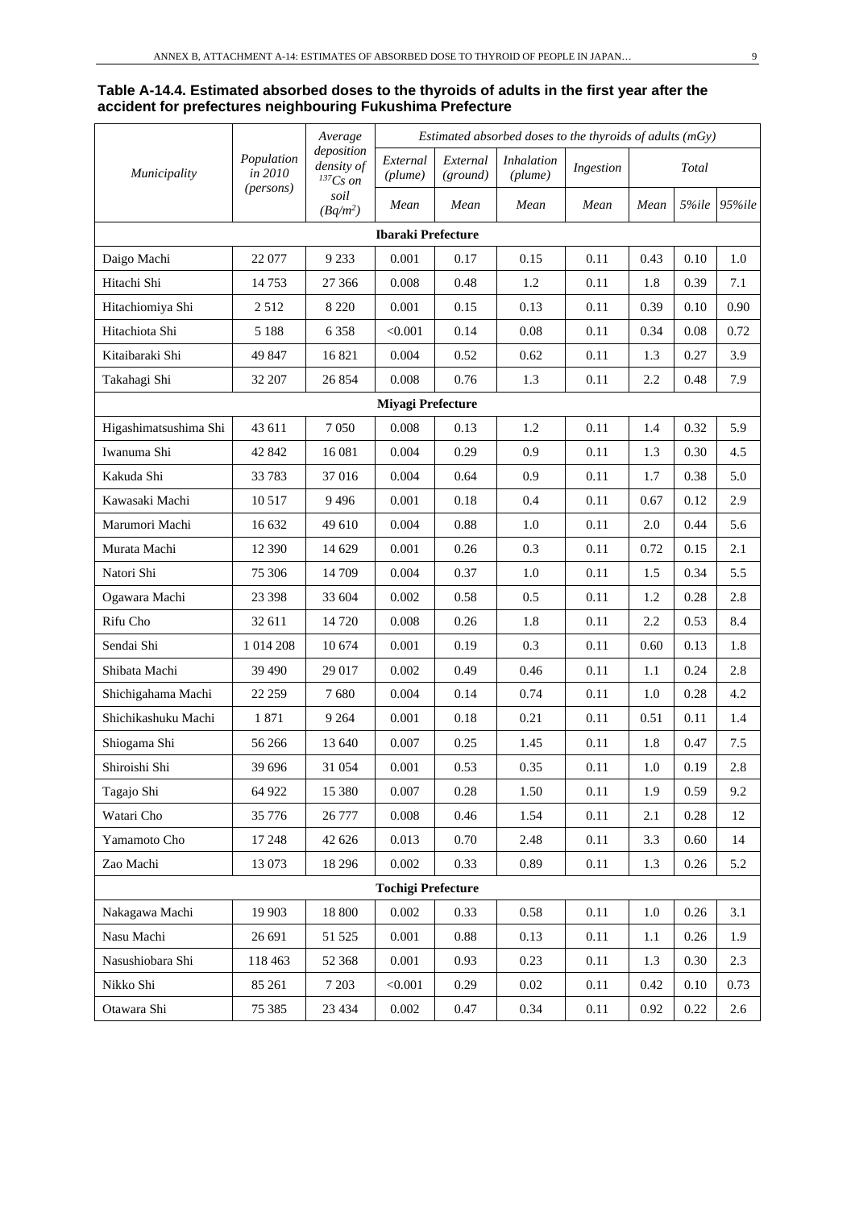**Table A-14.4. Estimated absorbed doses to the thyroids of adults in the first year after the accident for prefectures neighbouring Fukushima Prefecture**

| *Municipality* | *Population in 2010 (persons)* | *Average deposition density of $^{137}Cs$ on soil ($Bq/m^2$)* | *Estimated absorbed doses to the thyroids of adults (mGy)* | | | | | | |
|---|---|---|---|---|---|---|---|---|---|
| | | | *External (plume)* | *External (ground)* | *Inhalation (plume)* | *Ingestion* | *Total* | | |
| | | | *Mean* | *Mean* | *Mean* | *Mean* | *Mean* | *5%ile* | *95%ile* |
| **Ibaraki Prefecture** | | | | | | | | | |
| Daigo Machi | 22 077 | 9 233 | 0.001 | 0.17 | 0.15 | 0.11 | 0.43 | 0.10 | 1.0 |
| Hitachi Shi | 14 753 | 27 366 | 0.008 | 0.48 | 1.2 | 0.11 | 1.8 | 0.39 | 7.1 |
| Hitachiomiya Shi | 2 512 | 8 220 | 0.001 | 0.15 | 0.13 | 0.11 | 0.39 | 0.10 | 0.90 |
| Hitachiota Shi | 5 188 | 6 358 | <0.001 | 0.14 | 0.08 | 0.11 | 0.34 | 0.08 | 0.72 |
| Kitaibaraki Shi | 49 847 | 16 821 | 0.004 | 0.52 | 0.62 | 0.11 | 1.3 | 0.27 | 3.9 |
| Takahagi Shi | 32 207 | 26 854 | 0.008 | 0.76 | 1.3 | 0.11 | 2.2 | 0.48 | 7.9 |
| **Miyagi Prefecture** | | | | | | | | | |
| Higashimatsushima Shi | 43 611 | 7 050 | 0.008 | 0.13 | 1.2 | 0.11 | 1.4 | 0.32 | 5.9 |
| Iwanuma Shi | 42 842 | 16 081 | 0.004 | 0.29 | 0.9 | 0.11 | 1.3 | 0.30 | 4.5 |
| Kakuda Shi | 33 783 | 37 016 | 0.004 | 0.64 | 0.9 | 0.11 | 1.7 | 0.38 | 5.0 |
| Kawasaki Machi | 10 517 | 9 496 | 0.001 | 0.18 | 0.4 | 0.11 | 0.67 | 0.12 | 2.9 |
| Marumori Machi | 16 632 | 49 610 | 0.004 | 0.88 | 1.0 | 0.11 | 2.0 | 0.44 | 5.6 |
| Murata Machi | 12 390 | 14 629 | 0.001 | 0.26 | 0.3 | 0.11 | 0.72 | 0.15 | 2.1 |
| Natori Shi | 75 306 | 14 709 | 0.004 | 0.37 | 1.0 | 0.11 | 1.5 | 0.34 | 5.5 |
| Ogawara Machi | 23 398 | 33 604 | 0.002 | 0.58 | 0.5 | 0.11 | 1.2 | 0.28 | 2.8 |
| Rifu Cho | 32 611 | 14 720 | 0.008 | 0.26 | 1.8 | 0.11 | 2.2 | 0.53 | 8.4 |
| Sendai Shi | 1 014 208 | 10 674 | 0.001 | 0.19 | 0.3 | 0.11 | 0.60 | 0.13 | 1.8 |
| Shibata Machi | 39 490 | 29 017 | 0.002 | 0.49 | 0.46 | 0.11 | 1.1 | 0.24 | 2.8 |
| Shichigahama Machi | 22 259 | 7 680 | 0.004 | 0.14 | 0.74 | 0.11 | 1.0 | 0.28 | 4.2 |
| Shichikashuku Machi | 1 871 | 9 264 | 0.001 | 0.18 | 0.21 | 0.11 | 0.51 | 0.11 | 1.4 |
| Shiogama Shi | 56 266 | 13 640 | 0.007 | 0.25 | 1.45 | 0.11 | 1.8 | 0.47 | 7.5 |
| Shiroishi Shi | 39 696 | 31 054 | 0.001 | 0.53 | 0.35 | 0.11 | 1.0 | 0.19 | 2.8 |
| Tagajo Shi | 64 922 | 15 380 | 0.007 | 0.28 | 1.50 | 0.11 | 1.9 | 0.59 | 9.2 |
| Watari Cho | 35 776 | 26 777 | 0.008 | 0.46 | 1.54 | 0.11 | 2.1 | 0.28 | 12 |
| Yamamoto Cho | 17 248 | 42 626 | 0.013 | 0.70 | 2.48 | 0.11 | 3.3 | 0.60 | 14 |
| Zao Machi | 13 073 | 18 296 | 0.002 | 0.33 | 0.89 | 0.11 | 1.3 | 0.26 | 5.2 |
| **Tochigi Prefecture** | | | | | | | | | |
| Nakagawa Machi | 19 903 | 18 800 | 0.002 | 0.33 | 0.58 | 0.11 | 1.0 | 0.26 | 3.1 |
| Nasu Machi | 26 691 | 51 525 | 0.001 | 0.88 | 0.13 | 0.11 | 1.1 | 0.26 | 1.9 |
| Nasushiobara Shi | 118 463 | 52 368 | 0.001 | 0.93 | 0.23 | 0.11 | 1.3 | 0.30 | 2.3 |
| Nikko Shi | 85 261 | 7 203 | <0.001 | 0.29 | 0.02 | 0.11 | 0.42 | 0.10 | 0.73 |
| Otawara Shi | 75 385 | 23 434 | 0.002 | 0.47 | 0.34 | 0.11 | 0.92 | 0.22 | 2.6 |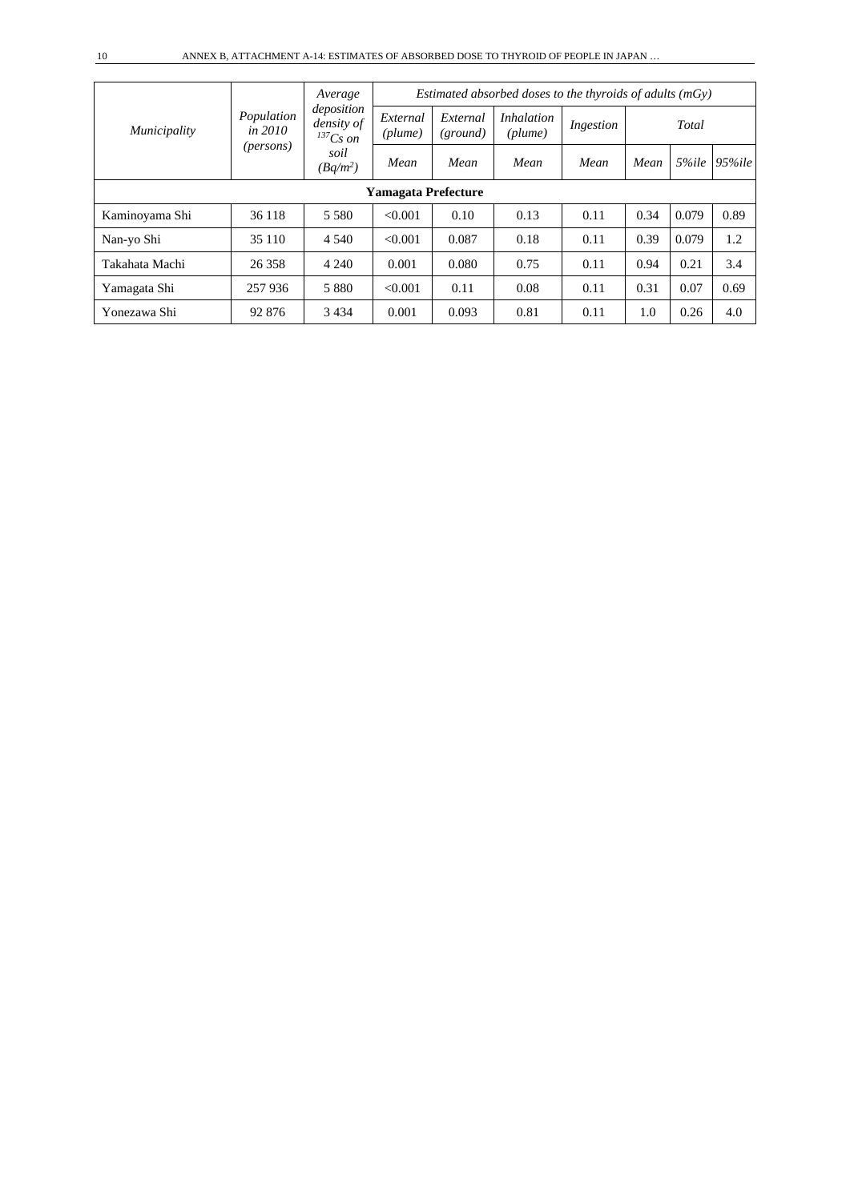| Municipality | Population in 2010 (persons) | Average deposition density of $^{137}Cs$ on soil ($Bq/m^2$) | Estimated absorbed doses to the thyroids of adults (mGy) | | | | | | |
|---|---|---|---|---|---|---|---|---|---|
| | | | External (plume) | External (ground) | Inhalation (plume) | Ingestion | Total | | |
| | | | Mean | Mean | Mean | Mean | Mean | 5%ile | 95%ile |
| **Yamagata Prefecture** | | | | | | | | | |
| Kaminoyama Shi | 36 118 | 5 580 | <0.001 | 0.10 | 0.13 | 0.11 | 0.34 | 0.079 | 0.89 |
| Nan-yo Shi | 35 110 | 4 540 | <0.001 | 0.087 | 0.18 | 0.11 | 0.39 | 0.079 | 1.2 |
| Takahata Machi | 26 358 | 4 240 | 0.001 | 0.080 | 0.75 | 0.11 | 0.94 | 0.21 | 3.4 |
| Yamagata Shi | 257 936 | 5 880 | <0.001 | 0.11 | 0.08 | 0.11 | 0.31 | 0.07 | 0.69 |
| Yonezawa Shi | 92 876 | 3 434 | 0.001 | 0.093 | 0.81 | 0.11 | 1.0 | 0.26 | 4.0 |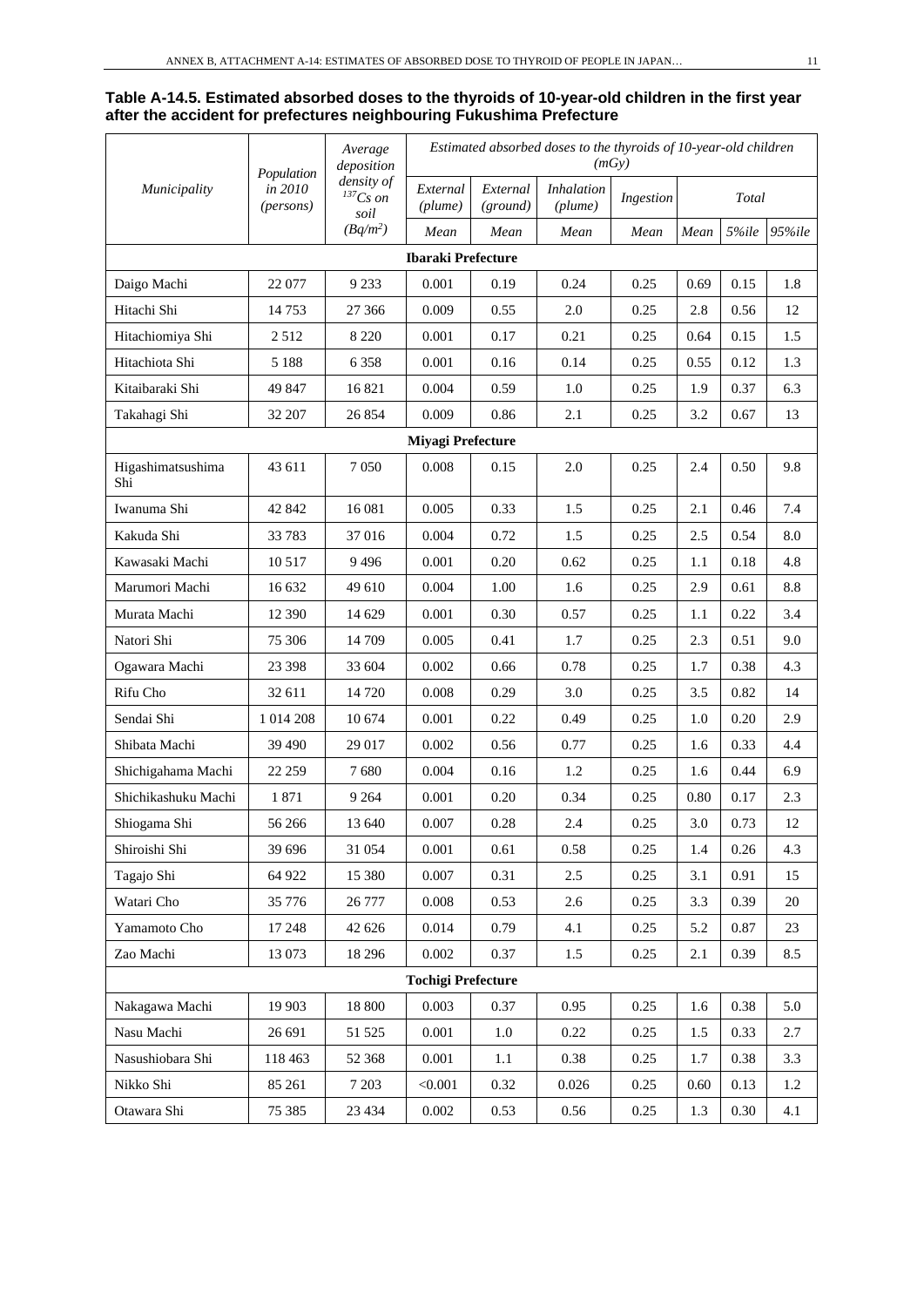**Table A-14.5. Estimated absorbed doses to the thyroids of 10-year-old children in the first year after the accident for prefectures neighbouring Fukushima Prefecture**

| *Municipality* | *Population in 2010 (persons)* | *Average deposition density of $^{137}Cs$ on soil ($Bq/m^2$)* | *Estimated absorbed doses to the thyroids of 10-year-old children (mGy)* | | | | | | |
|---|---|---|---|---|---|---|---|---|---|
| | | | *External (plume)* | *External (ground)* | *Inhalation (plume)* | *Ingestion* | *Total* | | |
| | | | *Mean* | *Mean* | *Mean* | *Mean* | *Mean* | *5%ile* | *95%ile* |
| **Ibaraki Prefecture** | | | | | | | | | |
| Daigo Machi | 22 077 | 9 233 | 0.001 | 0.19 | 0.24 | 0.25 | 0.69 | 0.15 | 1.8 |
| Hitachi Shi | 14 753 | 27 366 | 0.009 | 0.55 | 2.0 | 0.25 | 2.8 | 0.56 | 12 |
| Hitachiomiya Shi | 2 512 | 8 220 | 0.001 | 0.17 | 0.21 | 0.25 | 0.64 | 0.15 | 1.5 |
| Hitachiota Shi | 5 188 | 6 358 | 0.001 | 0.16 | 0.14 | 0.25 | 0.55 | 0.12 | 1.3 |
| Kitaibaraki Shi | 49 847 | 16 821 | 0.004 | 0.59 | 1.0 | 0.25 | 1.9 | 0.37 | 6.3 |
| Takahagi Shi | 32 207 | 26 854 | 0.009 | 0.86 | 2.1 | 0.25 | 3.2 | 0.67 | 13 |
| **Miyagi Prefecture** | | | | | | | | | |
| Higashimatsushima Shi | 43 611 | 7 050 | 0.008 | 0.15 | 2.0 | 0.25 | 2.4 | 0.50 | 9.8 |
| Iwanuma Shi | 42 842 | 16 081 | 0.005 | 0.33 | 1.5 | 0.25 | 2.1 | 0.46 | 7.4 |
| Kakuda Shi | 33 783 | 37 016 | 0.004 | 0.72 | 1.5 | 0.25 | 2.5 | 0.54 | 8.0 |
| Kawasaki Machi | 10 517 | 9 496 | 0.001 | 0.20 | 0.62 | 0.25 | 1.1 | 0.18 | 4.8 |
| Marumori Machi | 16 632 | 49 610 | 0.004 | 1.00 | 1.6 | 0.25 | 2.9 | 0.61 | 8.8 |
| Murata Machi | 12 390 | 14 629 | 0.001 | 0.30 | 0.57 | 0.25 | 1.1 | 0.22 | 3.4 |
| Natori Shi | 75 306 | 14 709 | 0.005 | 0.41 | 1.7 | 0.25 | 2.3 | 0.51 | 9.0 |
| Ogawara Machi | 23 398 | 33 604 | 0.002 | 0.66 | 0.78 | 0.25 | 1.7 | 0.38 | 4.3 |
| Rifu Cho | 32 611 | 14 720 | 0.008 | 0.29 | 3.0 | 0.25 | 3.5 | 0.82 | 14 |
| Sendai Shi | 1 014 208 | 10 674 | 0.001 | 0.22 | 0.49 | 0.25 | 1.0 | 0.20 | 2.9 |
| Shibata Machi | 39 490 | 29 017 | 0.002 | 0.56 | 0.77 | 0.25 | 1.6 | 0.33 | 4.4 |
| Shichigahama Machi | 22 259 | 7 680 | 0.004 | 0.16 | 1.2 | 0.25 | 1.6 | 0.44 | 6.9 |
| Shichikashuku Machi | 1 871 | 9 264 | 0.001 | 0.20 | 0.34 | 0.25 | 0.80 | 0.17 | 2.3 |
| Shiogama Shi | 56 266 | 13 640 | 0.007 | 0.28 | 2.4 | 0.25 | 3.0 | 0.73 | 12 |
| Shiroishi Shi | 39 696 | 31 054 | 0.001 | 0.61 | 0.58 | 0.25 | 1.4 | 0.26 | 4.3 |
| Tagajo Shi | 64 922 | 15 380 | 0.007 | 0.31 | 2.5 | 0.25 | 3.1 | 0.91 | 15 |
| Watari Cho | 35 776 | 26 777 | 0.008 | 0.53 | 2.6 | 0.25 | 3.3 | 0.39 | 20 |
| Yamamoto Cho | 17 248 | 42 626 | 0.014 | 0.79 | 4.1 | 0.25 | 5.2 | 0.87 | 23 |
| Zao Machi | 13 073 | 18 296 | 0.002 | 0.37 | 1.5 | 0.25 | 2.1 | 0.39 | 8.5 |
| **Tochigi Prefecture** | | | | | | | | | |
| Nakagawa Machi | 19 903 | 18 800 | 0.003 | 0.37 | 0.95 | 0.25 | 1.6 | 0.38 | 5.0 |
| Nasu Machi | 26 691 | 51 525 | 0.001 | 1.0 | 0.22 | 0.25 | 1.5 | 0.33 | 2.7 |
| Nasushiobara Shi | 118 463 | 52 368 | 0.001 | 1.1 | 0.38 | 0.25 | 1.7 | 0.38 | 3.3 |
| Nikko Shi | 85 261 | 7 203 | <0.001 | 0.32 | 0.026 | 0.25 | 0.60 | 0.13 | 1.2 |
| Otawara Shi | 75 385 | 23 434 | 0.002 | 0.53 | 0.56 | 0.25 | 1.3 | 0.30 | 4.1 |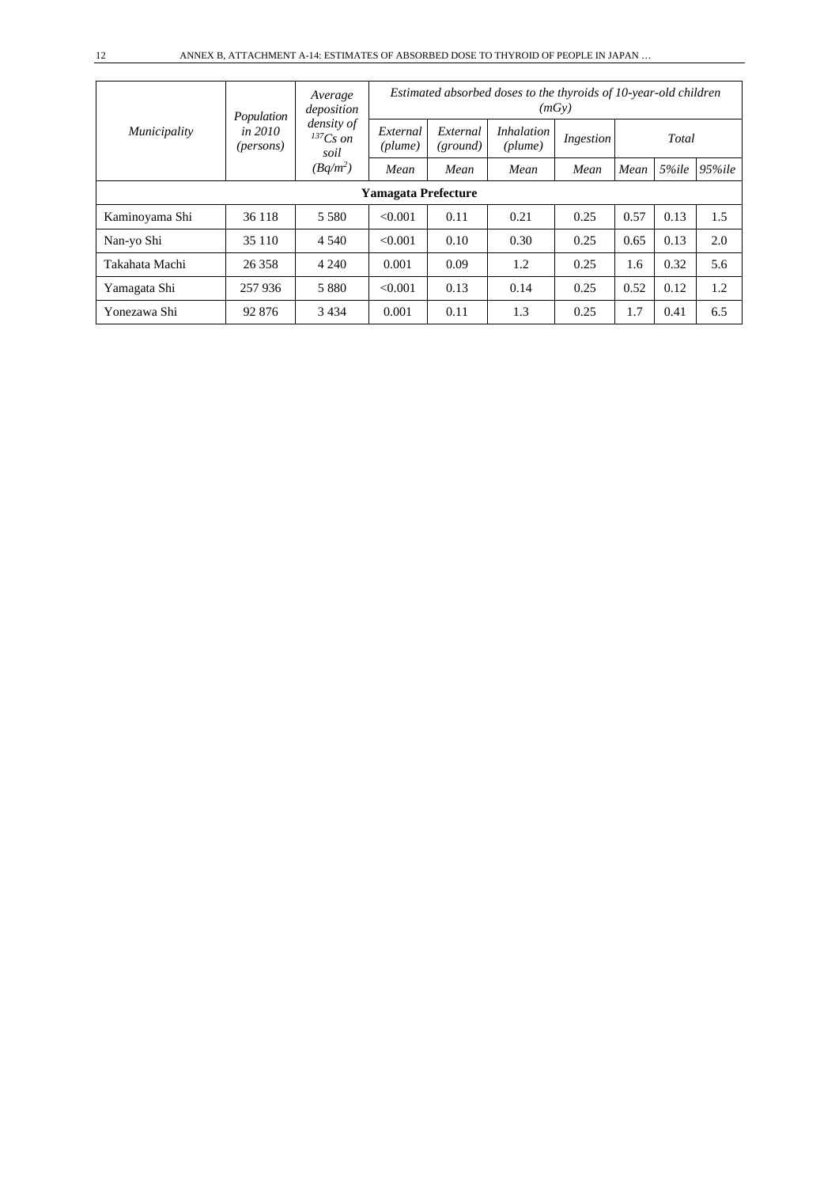| *Municipality* | *Population in 2010 (persons)* | *Average deposition density of $^{137}Cs$ on soil ($Bq/m^2$)* | *Estimated absorbed doses to the thyroids of 10-year-old children (mGy)* | | | | | | |
|---|---|---|---|---|---|---|---|---|---|
| | | | *External (plume)* | *External (ground)* | *Inhalation (plume)* | *Ingestion* | *Total* | | |
| | | | *Mean* | *Mean* | *Mean* | *Mean* | *Mean* | *5%ile* | *95%ile* |
| **Yamagata Prefecture** | | | | | | | | | |
| Kaminoyama Shi | 36 118 | 5 580 | <0.001 | 0.11 | 0.21 | 0.25 | 0.57 | 0.13 | 1.5 |
| Nan-yo Shi | 35 110 | 4 540 | <0.001 | 0.10 | 0.30 | 0.25 | 0.65 | 0.13 | 2.0 |
| Takahata Machi | 26 358 | 4 240 | 0.001 | 0.09 | 1.2 | 0.25 | 1.6 | 0.32 | 5.6 |
| Yamagata Shi | 257 936 | 5 880 | <0.001 | 0.13 | 0.14 | 0.25 | 0.52 | 0.12 | 1.2 |
| Yonezawa Shi | 92 876 | 3 434 | 0.001 | 0.11 | 1.3 | 0.25 | 1.7 | 0.41 | 6.5 |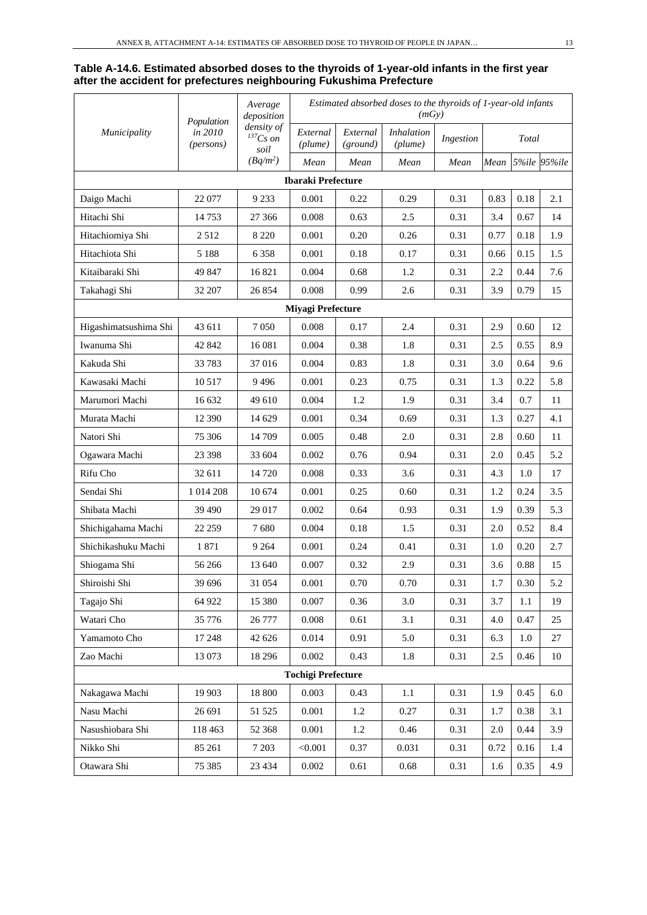**Table A-14.6. Estimated absorbed doses to the thyroids of 1-year-old infants in the first year after the accident for prefectures neighbouring Fukushima Prefecture**

| *Municipality* | *Population in 2010 (persons)* | *Average deposition density of $^{137}Cs$ on soil ($Bq/m^2$)* | *Estimated absorbed doses to the thyroids of 1-year-old infants (mGy)* | | | | | | |
|---|---|---|---|---|---|---|---|---|---|
| | | | *External (plume)* | *External (ground)* | *Inhalation (plume)* | *Ingestion* | *Total* | | |
| | | | *Mean* | *Mean* | *Mean* | *Mean* | *Mean* | *5%ile* | *95%ile* |
| **Ibaraki Prefecture** | | | | | | | | | |
| Daigo Machi | 22 077 | 9 233 | 0.001 | 0.22 | 0.29 | 0.31 | 0.83 | 0.18 | 2.1 |
| Hitachi Shi | 14 753 | 27 366 | 0.008 | 0.63 | 2.5 | 0.31 | 3.4 | 0.67 | 14 |
| Hitachiomiya Shi | 2 512 | 8 220 | 0.001 | 0.20 | 0.26 | 0.31 | 0.77 | 0.18 | 1.9 |
| Hitachiota Shi | 5 188 | 6 358 | 0.001 | 0.18 | 0.17 | 0.31 | 0.66 | 0.15 | 1.5 |
| Kitaibaraki Shi | 49 847 | 16 821 | 0.004 | 0.68 | 1.2 | 0.31 | 2.2 | 0.44 | 7.6 |
| Takahagi Shi | 32 207 | 26 854 | 0.008 | 0.99 | 2.6 | 0.31 | 3.9 | 0.79 | 15 |
| **Miyagi Prefecture** | | | | | | | | | |
| Higashimatsushima Shi | 43 611 | 7 050 | 0.008 | 0.17 | 2.4 | 0.31 | 2.9 | 0.60 | 12 |
| Iwanuma Shi | 42 842 | 16 081 | 0.004 | 0.38 | 1.8 | 0.31 | 2.5 | 0.55 | 8.9 |
| Kakuda Shi | 33 783 | 37 016 | 0.004 | 0.83 | 1.8 | 0.31 | 3.0 | 0.64 | 9.6 |
| Kawasaki Machi | 10 517 | 9 496 | 0.001 | 0.23 | 0.75 | 0.31 | 1.3 | 0.22 | 5.8 |
| Marumori Machi | 16 632 | 49 610 | 0.004 | 1.2 | 1.9 | 0.31 | 3.4 | 0.7 | 11 |
| Murata Machi | 12 390 | 14 629 | 0.001 | 0.34 | 0.69 | 0.31 | 1.3 | 0.27 | 4.1 |
| Natori Shi | 75 306 | 14 709 | 0.005 | 0.48 | 2.0 | 0.31 | 2.8 | 0.60 | 11 |
| Ogawara Machi | 23 398 | 33 604 | 0.002 | 0.76 | 0.94 | 0.31 | 2.0 | 0.45 | 5.2 |
| Rifu Cho | 32 611 | 14 720 | 0.008 | 0.33 | 3.6 | 0.31 | 4.3 | 1.0 | 17 |
| Sendai Shi | 1 014 208 | 10 674 | 0.001 | 0.25 | 0.60 | 0.31 | 1.2 | 0.24 | 3.5 |
| Shibata Machi | 39 490 | 29 017 | 0.002 | 0.64 | 0.93 | 0.31 | 1.9 | 0.39 | 5.3 |
| Shichigahama Machi | 22 259 | 7 680 | 0.004 | 0.18 | 1.5 | 0.31 | 2.0 | 0.52 | 8.4 |
| Shichikashuku Machi | 1 871 | 9 264 | 0.001 | 0.24 | 0.41 | 0.31 | 1.0 | 0.20 | 2.7 |
| Shiogama Shi | 56 266 | 13 640 | 0.007 | 0.32 | 2.9 | 0.31 | 3.6 | 0.88 | 15 |
| Shiroishi Shi | 39 696 | 31 054 | 0.001 | 0.70 | 0.70 | 0.31 | 1.7 | 0.30 | 5.2 |
| Tagajo Shi | 64 922 | 15 380 | 0.007 | 0.36 | 3.0 | 0.31 | 3.7 | 1.1 | 19 |
| Watari Cho | 35 776 | 26 777 | 0.008 | 0.61 | 3.1 | 0.31 | 4.0 | 0.47 | 25 |
| Yamamoto Cho | 17 248 | 42 626 | 0.014 | 0.91 | 5.0 | 0.31 | 6.3 | 1.0 | 27 |
| Zao Machi | 13 073 | 18 296 | 0.002 | 0.43 | 1.8 | 0.31 | 2.5 | 0.46 | 10 |
| **Tochigi Prefecture** | | | | | | | | | |
| Nakagawa Machi | 19 903 | 18 800 | 0.003 | 0.43 | 1.1 | 0.31 | 1.9 | 0.45 | 6.0 |
| Nasu Machi | 26 691 | 51 525 | 0.001 | 1.2 | 0.27 | 0.31 | 1.7 | 0.38 | 3.1 |
| Nasushiobara Shi | 118 463 | 52 368 | 0.001 | 1.2 | 0.46 | 0.31 | 2.0 | 0.44 | 3.9 |
| Nikko Shi | 85 261 | 7 203 | <0.001 | 0.37 | 0.031 | 0.31 | 0.72 | 0.16 | 1.4 |
| Otawara Shi | 75 385 | 23 434 | 0.002 | 0.61 | 0.68 | 0.31 | 1.6 | 0.35 | 4.9 |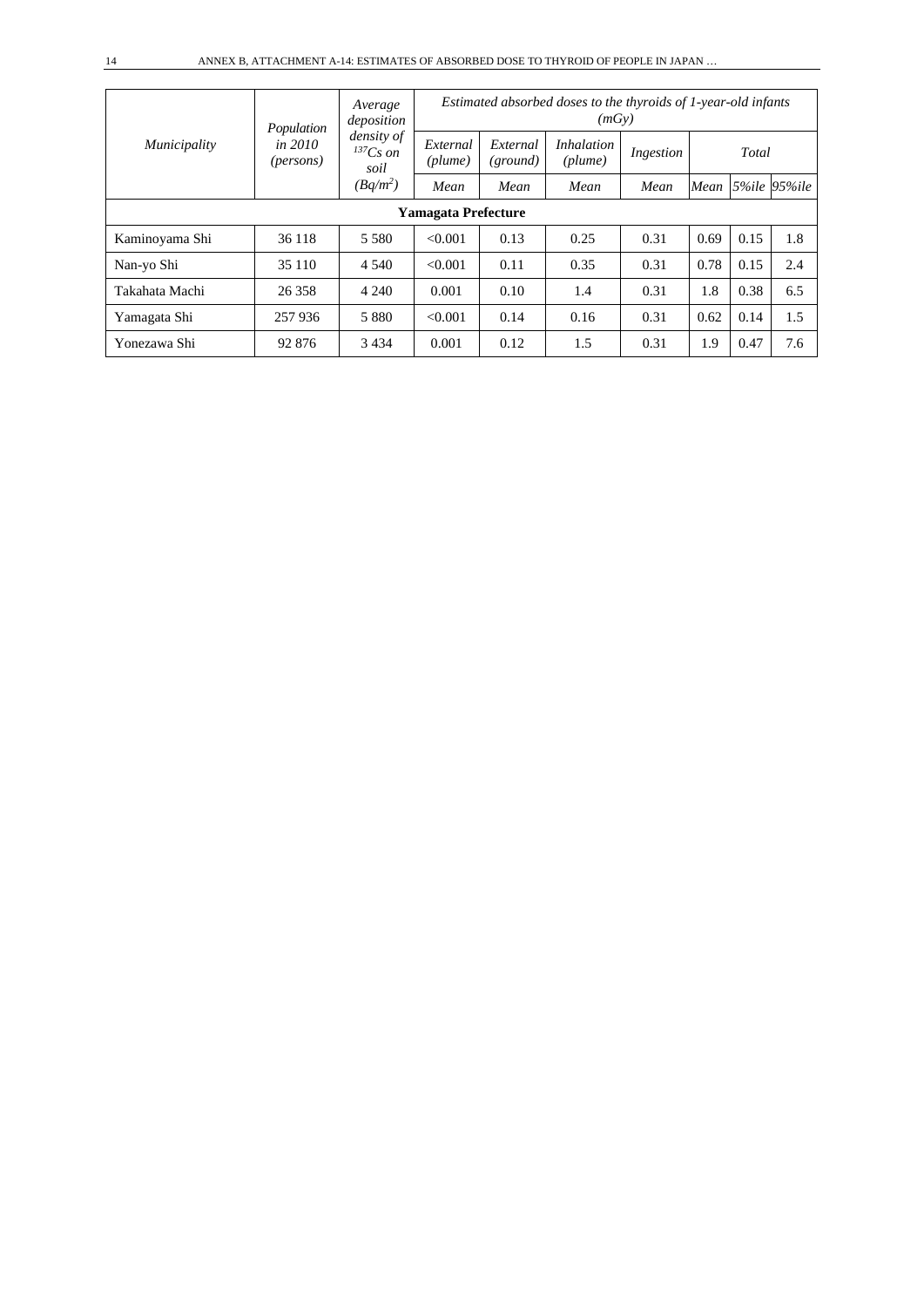| Municipality | Population in 2010 (persons) | Average deposition density of $^{137}Cs$ on soil ($Bq/m^2$) | Estimated absorbed doses to the thyroids of 1-year-old infants (mGy) | | | | | | |
|---|---|---|---|---|---|---|---|---|---|
| | | | External (plume) | External (ground) | Inhalation (plume) | Ingestion | Total | | |
| | | | Mean | Mean | Mean | Mean | Mean | 5%ile | 95%ile |
| **Yamagata Prefecture** | | | | | | | | | |
| Kaminoyama Shi | 36 118 | 5 580 | <0.001 | 0.13 | 0.25 | 0.31 | 0.69 | 0.15 | 1.8 |
| Nan-yo Shi | 35 110 | 4 540 | <0.001 | 0.11 | 0.35 | 0.31 | 0.78 | 0.15 | 2.4 |
| Takahata Machi | 26 358 | 4 240 | 0.001 | 0.10 | 1.4 | 0.31 | 1.8 | 0.38 | 6.5 |
| Yamagata Shi | 257 936 | 5 880 | <0.001 | 0.14 | 0.16 | 0.31 | 0.62 | 0.14 | 1.5 |
| Yonezawa Shi | 92 876 | 3 434 | 0.001 | 0.12 | 1.5 | 0.31 | 1.9 | 0.47 | 7.6 |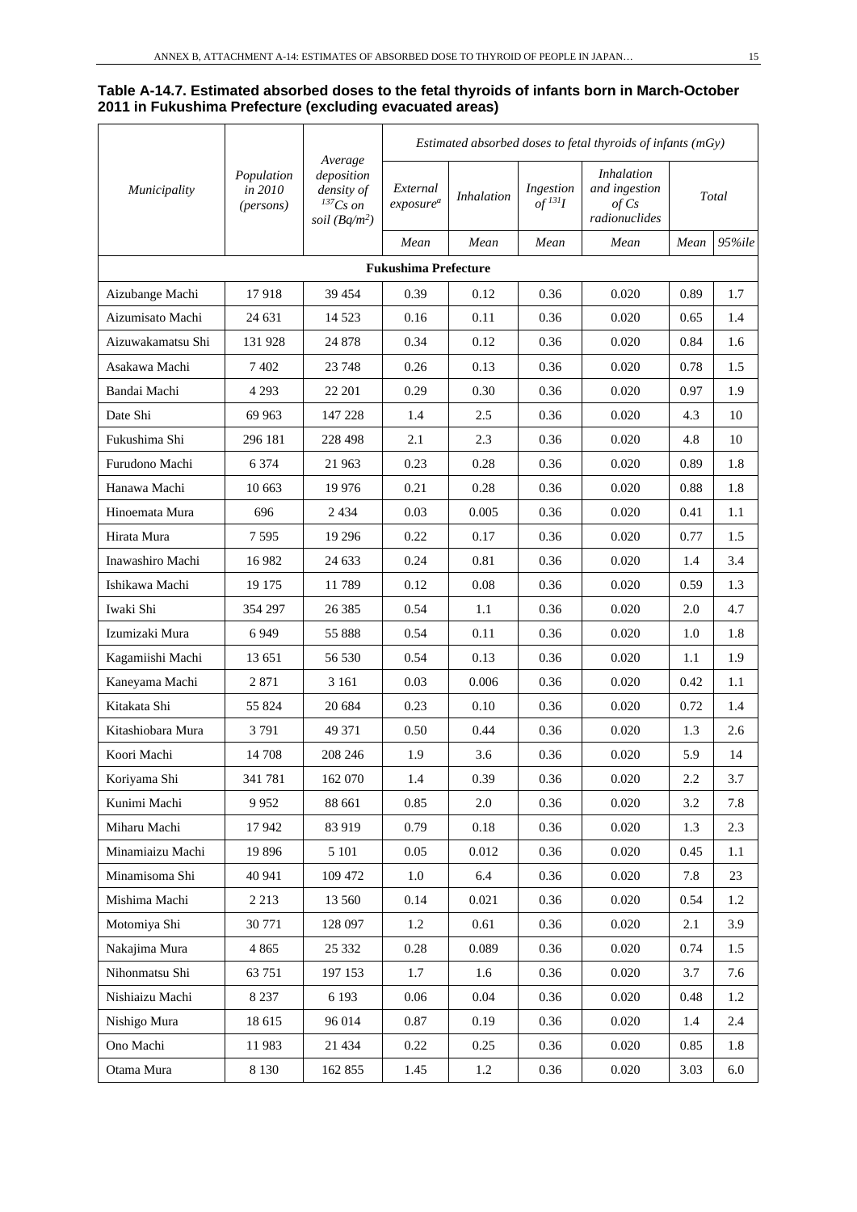**Table A-14.7. Estimated absorbed doses to the fetal thyroids of infants born in March-October 2011 in Fukushima Prefecture (excluding evacuated areas)**

| *Municipality* | *Population in 2010 (persons)* | *Average deposition density of $^{137}Cs$ on soil ($Bq/m^2$)* | *Estimated absorbed doses to fetal thyroids of infants (mGy)* | | | | | |
|---|---|---|---|---|---|---|---|---|
| | | | *External exposure[a]* | *Inhalation* | *Ingestion of $^{131}I$* | *Inhalation and ingestion of Cs radionuclides* | *Total* | |
| | | | *Mean* | *Mean* | *Mean* | *Mean* | *Mean* | *95%ile* |
| **Fukushima Prefecture** | | | | | | | | |
| Aizubange Machi | 17 918 | 39 454 | 0.39 | 0.12 | 0.36 | 0.020 | 0.89 | 1.7 |
| Aizumisato Machi | 24 631 | 14 523 | 0.16 | 0.11 | 0.36 | 0.020 | 0.65 | 1.4 |
| Aizuwakamatsu Shi | 131 928 | 24 878 | 0.34 | 0.12 | 0.36 | 0.020 | 0.84 | 1.6 |
| Asakawa Machi | 7 402 | 23 748 | 0.26 | 0.13 | 0.36 | 0.020 | 0.78 | 1.5 |
| Bandai Machi | 4 293 | 22 201 | 0.29 | 0.30 | 0.36 | 0.020 | 0.97 | 1.9 |
| Date Shi | 69 963 | 147 228 | 1.4 | 2.5 | 0.36 | 0.020 | 4.3 | 10 |
| Fukushima Shi | 296 181 | 228 498 | 2.1 | 2.3 | 0.36 | 0.020 | 4.8 | 10 |
| Furudono Machi | 6 374 | 21 963 | 0.23 | 0.28 | 0.36 | 0.020 | 0.89 | 1.8 |
| Hanawa Machi | 10 663 | 19 976 | 0.21 | 0.28 | 0.36 | 0.020 | 0.88 | 1.8 |
| Hinoemata Mura | 696 | 2 434 | 0.03 | 0.005 | 0.36 | 0.020 | 0.41 | 1.1 |
| Hirata Mura | 7 595 | 19 296 | 0.22 | 0.17 | 0.36 | 0.020 | 0.77 | 1.5 |
| Inawashiro Machi | 16 982 | 24 633 | 0.24 | 0.81 | 0.36 | 0.020 | 1.4 | 3.4 |
| Ishikawa Machi | 19 175 | 11 789 | 0.12 | 0.08 | 0.36 | 0.020 | 0.59 | 1.3 |
| Iwaki Shi | 354 297 | 26 385 | 0.54 | 1.1 | 0.36 | 0.020 | 2.0 | 4.7 |
| Izumizaki Mura | 6 949 | 55 888 | 0.54 | 0.11 | 0.36 | 0.020 | 1.0 | 1.8 |
| Kagamiishi Machi | 13 651 | 56 530 | 0.54 | 0.13 | 0.36 | 0.020 | 1.1 | 1.9 |
| Kaneyama Machi | 2 871 | 3 161 | 0.03 | 0.006 | 0.36 | 0.020 | 0.42 | 1.1 |
| Kitakata Shi | 55 824 | 20 684 | 0.23 | 0.10 | 0.36 | 0.020 | 0.72 | 1.4 |
| Kitashiobara Mura | 3 791 | 49 371 | 0.50 | 0.44 | 0.36 | 0.020 | 1.3 | 2.6 |
| Koori Machi | 14 708 | 208 246 | 1.9 | 3.6 | 0.36 | 0.020 | 5.9 | 14 |
| Koriyama Shi | 341 781 | 162 070 | 1.4 | 0.39 | 0.36 | 0.020 | 2.2 | 3.7 |
| Kunimi Machi | 9 952 | 88 661 | 0.85 | 2.0 | 0.36 | 0.020 | 3.2 | 7.8 |
| Miharu Machi | 17 942 | 83 919 | 0.79 | 0.18 | 0.36 | 0.020 | 1.3 | 2.3 |
| Minamiaizu Machi | 19 896 | 5 101 | 0.05 | 0.012 | 0.36 | 0.020 | 0.45 | 1.1 |
| Minamisoma Shi | 40 941 | 109 472 | 1.0 | 6.4 | 0.36 | 0.020 | 7.8 | 23 |
| Mishima Machi | 2 213 | 13 560 | 0.14 | 0.021 | 0.36 | 0.020 | 0.54 | 1.2 |
| Motomiya Shi | 30 771 | 128 097 | 1.2 | 0.61 | 0.36 | 0.020 | 2.1 | 3.9 |
| Nakajima Mura | 4 865 | 25 332 | 0.28 | 0.089 | 0.36 | 0.020 | 0.74 | 1.5 |
| Nihonmatsu Shi | 63 751 | 197 153 | 1.7 | 1.6 | 0.36 | 0.020 | 3.7 | 7.6 |
| Nishiaizu Machi | 8 237 | 6 193 | 0.06 | 0.04 | 0.36 | 0.020 | 0.48 | 1.2 |
| Nishigo Mura | 18 615 | 96 014 | 0.87 | 0.19 | 0.36 | 0.020 | 1.4 | 2.4 |
| Ono Machi | 11 983 | 21 434 | 0.22 | 0.25 | 0.36 | 0.020 | 0.85 | 1.8 |
| Otama Mura | 8 130 | 162 855 | 1.45 | 1.2 | 0.36 | 0.020 | 3.03 | 6.0 |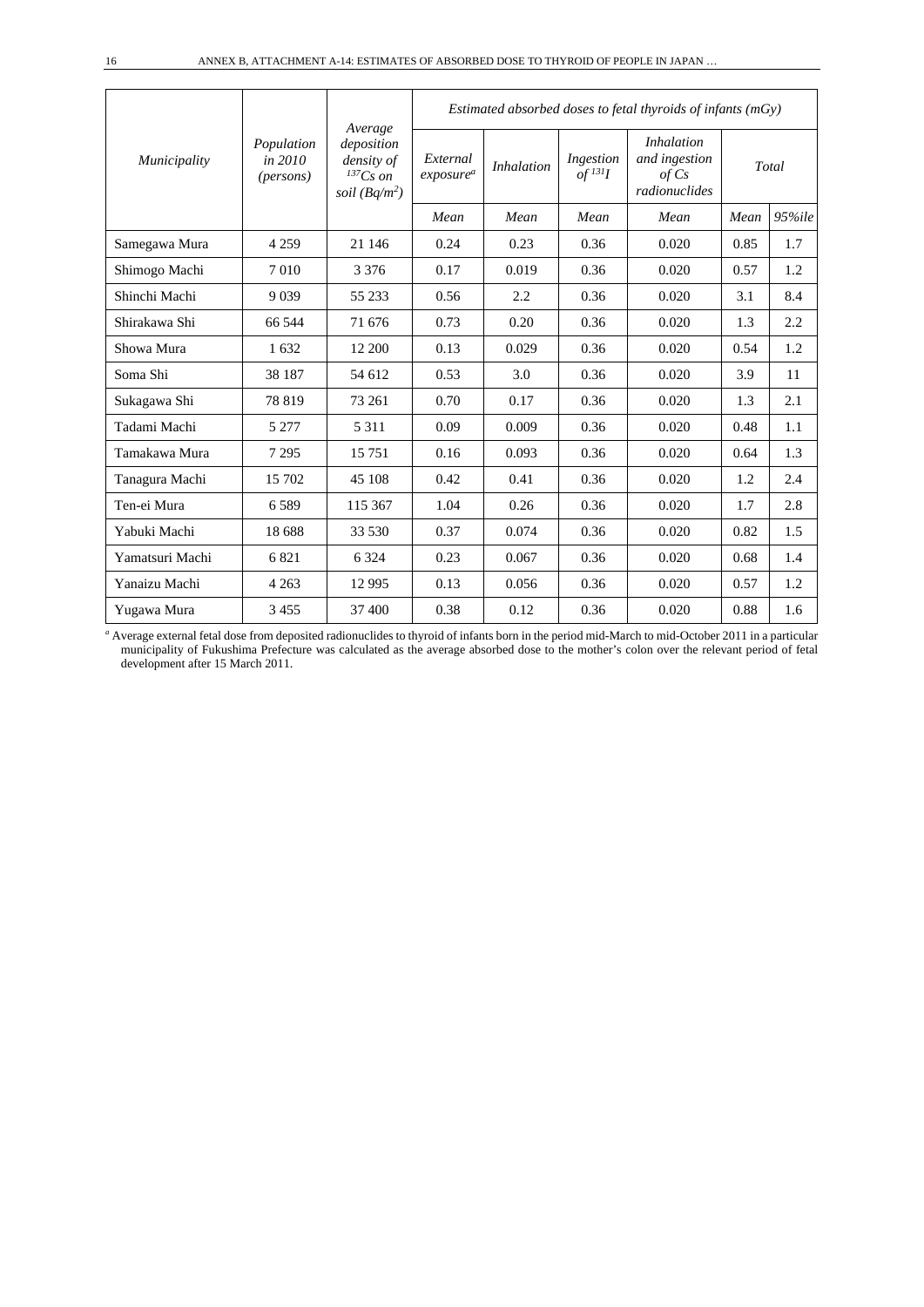| *Municipality* | *Population in 2010 (persons)* | *Average deposition density of $^{137}Cs$ on soil (Bq/m$^2$)* | *Estimated absorbed doses to fetal thyroids of infants (mGy)* | | | | | |
|---|---|---|---|---|---|---|---|---|
| | | | *External exposure*[a] | *Inhalation* | *Ingestion of $^{131}I$* | *Inhalation and ingestion of Cs radionuclides* | *Total* | |
| | | | *Mean* | *Mean* | *Mean* | *Mean* | *Mean* | *95%ile* |
| Samegawa Mura | 4 259 | 21 146 | 0.24 | 0.23 | 0.36 | 0.020 | 0.85 | 1.7 |
| Shimogo Machi | 7 010 | 3 376 | 0.17 | 0.019 | 0.36 | 0.020 | 0.57 | 1.2 |
| Shinchi Machi | 9 039 | 55 233 | 0.56 | 2.2 | 0.36 | 0.020 | 3.1 | 8.4 |
| Shirakawa Shi | 66 544 | 71 676 | 0.73 | 0.20 | 0.36 | 0.020 | 1.3 | 2.2 |
| Showa Mura | 1 632 | 12 200 | 0.13 | 0.029 | 0.36 | 0.020 | 0.54 | 1.2 |
| Soma Shi | 38 187 | 54 612 | 0.53 | 3.0 | 0.36 | 0.020 | 3.9 | 11 |
| Sukagawa Shi | 78 819 | 73 261 | 0.70 | 0.17 | 0.36 | 0.020 | 1.3 | 2.1 |
| Tadami Machi | 5 277 | 5 311 | 0.09 | 0.009 | 0.36 | 0.020 | 0.48 | 1.1 |
| Tamakawa Mura | 7 295 | 15 751 | 0.16 | 0.093 | 0.36 | 0.020 | 0.64 | 1.3 |
| Tanagura Machi | 15 702 | 45 108 | 0.42 | 0.41 | 0.36 | 0.020 | 1.2 | 2.4 |
| Ten-ei Mura | 6 589 | 115 367 | 1.04 | 0.26 | 0.36 | 0.020 | 1.7 | 2.8 |
| Yabuki Machi | 18 688 | 33 530 | 0.37 | 0.074 | 0.36 | 0.020 | 0.82 | 1.5 |
| Yamatsuri Machi | 6 821 | 6 324 | 0.23 | 0.067 | 0.36 | 0.020 | 0.68 | 1.4 |
| Yanaizu Machi | 4 263 | 12 995 | 0.13 | 0.056 | 0.36 | 0.020 | 0.57 | 1.2 |
| Yugawa Mura | 3 455 | 37 400 | 0.38 | 0.12 | 0.36 | 0.020 | 0.88 | 1.6 |

[a] Average external fetal dose from deposited radionuclides to thyroid of infants born in the period mid-March to mid-October 2011 in a particular municipality of Fukushima Prefecture was calculated as the average absorbed dose to the mother's colon over the relevant period of fetal development after 15 March 2011.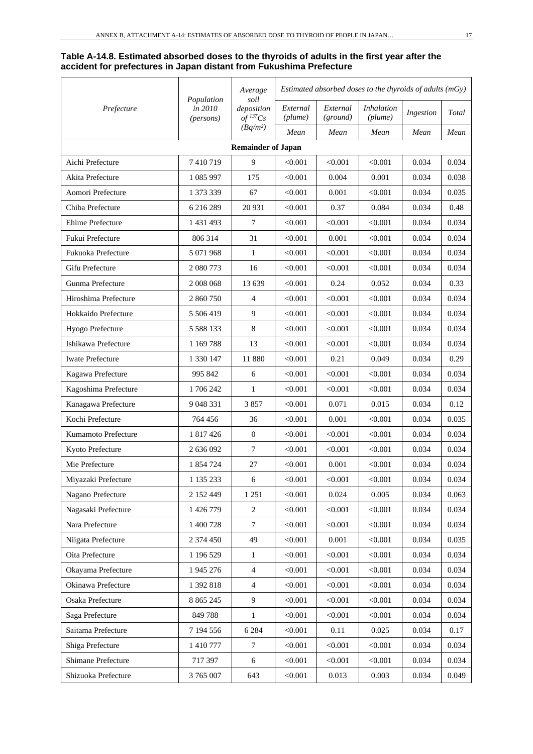**Table A-14.8. Estimated absorbed doses to the thyroids of adults in the first year after the accident for prefectures in Japan distant from Fukushima Prefecture**

| *Prefecture* | *Population in 2010 (persons)* | *Average soil deposition of $^{137}Cs$ ($Bq/m^2$)* | *Estimated absorbed doses to the thyroids of adults (mGy)* | | | | |
|---|---|---|---|---|---|---|---|
| | | | *External (plume)* | *External (ground)* | *Inhalation (plume)* | *Ingestion* | *Total* |
| | | | *Mean* | *Mean* | *Mean* | *Mean* | *Mean* |
| **Remainder of Japan** | | | | | | | |
| Aichi Prefecture | 7 410 719 | 9 | <0.001 | <0.001 | <0.001 | 0.034 | 0.034 |
| Akita Prefecture | 1 085 997 | 175 | <0.001 | 0.004 | 0.001 | 0.034 | 0.038 |
| Aomori Prefecture | 1 373 339 | 67 | <0.001 | 0.001 | <0.001 | 0.034 | 0.035 |
| Chiba Prefecture | 6 216 289 | 20 931 | <0.001 | 0.37 | 0.084 | 0.034 | 0.48 |
| Ehime Prefecture | 1 431 493 | 7 | <0.001 | <0.001 | <0.001 | 0.034 | 0.034 |
| Fukui Prefecture | 806 314 | 31 | <0.001 | 0.001 | <0.001 | 0.034 | 0.034 |
| Fukuoka Prefecture | 5 071 968 | 1 | <0.001 | <0.001 | <0.001 | 0.034 | 0.034 |
| Gifu Prefecture | 2 080 773 | 16 | <0.001 | <0.001 | <0.001 | 0.034 | 0.034 |
| Gunma Prefecture | 2 008 068 | 13 639 | <0.001 | 0.24 | 0.052 | 0.034 | 0.33 |
| Hiroshima Prefecture | 2 860 750 | 4 | <0.001 | <0.001 | <0.001 | 0.034 | 0.034 |
| Hokkaido Prefecture | 5 506 419 | 9 | <0.001 | <0.001 | <0.001 | 0.034 | 0.034 |
| Hyogo Prefecture | 5 588 133 | 8 | <0.001 | <0.001 | <0.001 | 0.034 | 0.034 |
| Ishikawa Prefecture | 1 169 788 | 13 | <0.001 | <0.001 | <0.001 | 0.034 | 0.034 |
| Iwate Prefecture | 1 330 147 | 11 880 | <0.001 | 0.21 | 0.049 | 0.034 | 0.29 |
| Kagawa Prefecture | 995 842 | 6 | <0.001 | <0.001 | <0.001 | 0.034 | 0.034 |
| Kagoshima Prefecture | 1 706 242 | 1 | <0.001 | <0.001 | <0.001 | 0.034 | 0.034 |
| Kanagawa Prefecture | 9 048 331 | 3 857 | <0.001 | 0.071 | 0.015 | 0.034 | 0.12 |
| Kochi Prefecture | 764 456 | 36 | <0.001 | 0.001 | <0.001 | 0.034 | 0.035 |
| Kumamoto Prefecture | 1 817 426 | 0 | <0.001 | <0.001 | <0.001 | 0.034 | 0.034 |
| Kyoto Prefecture | 2 636 092 | 7 | <0.001 | <0.001 | <0.001 | 0.034 | 0.034 |
| Mie Prefecture | 1 854 724 | 27 | <0.001 | 0.001 | <0.001 | 0.034 | 0.034 |
| Miyazaki Prefecture | 1 135 233 | 6 | <0.001 | <0.001 | <0.001 | 0.034 | 0.034 |
| Nagano Prefecture | 2 152 449 | 1 251 | <0.001 | 0.024 | 0.005 | 0.034 | 0.063 |
| Nagasaki Prefecture | 1 426 779 | 2 | <0.001 | <0.001 | <0.001 | 0.034 | 0.034 |
| Nara Prefecture | 1 400 728 | 7 | <0.001 | <0.001 | <0.001 | 0.034 | 0.034 |
| Niigata Prefecture | 2 374 450 | 49 | <0.001 | 0.001 | <0.001 | 0.034 | 0.035 |
| Oita Prefecture | 1 196 529 | 1 | <0.001 | <0.001 | <0.001 | 0.034 | 0.034 |
| Okayama Prefecture | 1 945 276 | 4 | <0.001 | <0.001 | <0.001 | 0.034 | 0.034 |
| Okinawa Prefecture | 1 392 818 | 4 | <0.001 | <0.001 | <0.001 | 0.034 | 0.034 |
| Osaka Prefecture | 8 865 245 | 9 | <0.001 | <0.001 | <0.001 | 0.034 | 0.034 |
| Saga Prefecture | 849 788 | 1 | <0.001 | <0.001 | <0.001 | 0.034 | 0.034 |
| Saitama Prefecture | 7 194 556 | 6 284 | <0.001 | 0.11 | 0.025 | 0.034 | 0.17 |
| Shiga Prefecture | 1 410 777 | 7 | <0.001 | <0.001 | <0.001 | 0.034 | 0.034 |
| Shimane Prefecture | 717 397 | 6 | <0.001 | <0.001 | <0.001 | 0.034 | 0.034 |
| Shizuoka Prefecture | 3 765 007 | 643 | <0.001 | 0.013 | 0.003 | 0.034 | 0.049 |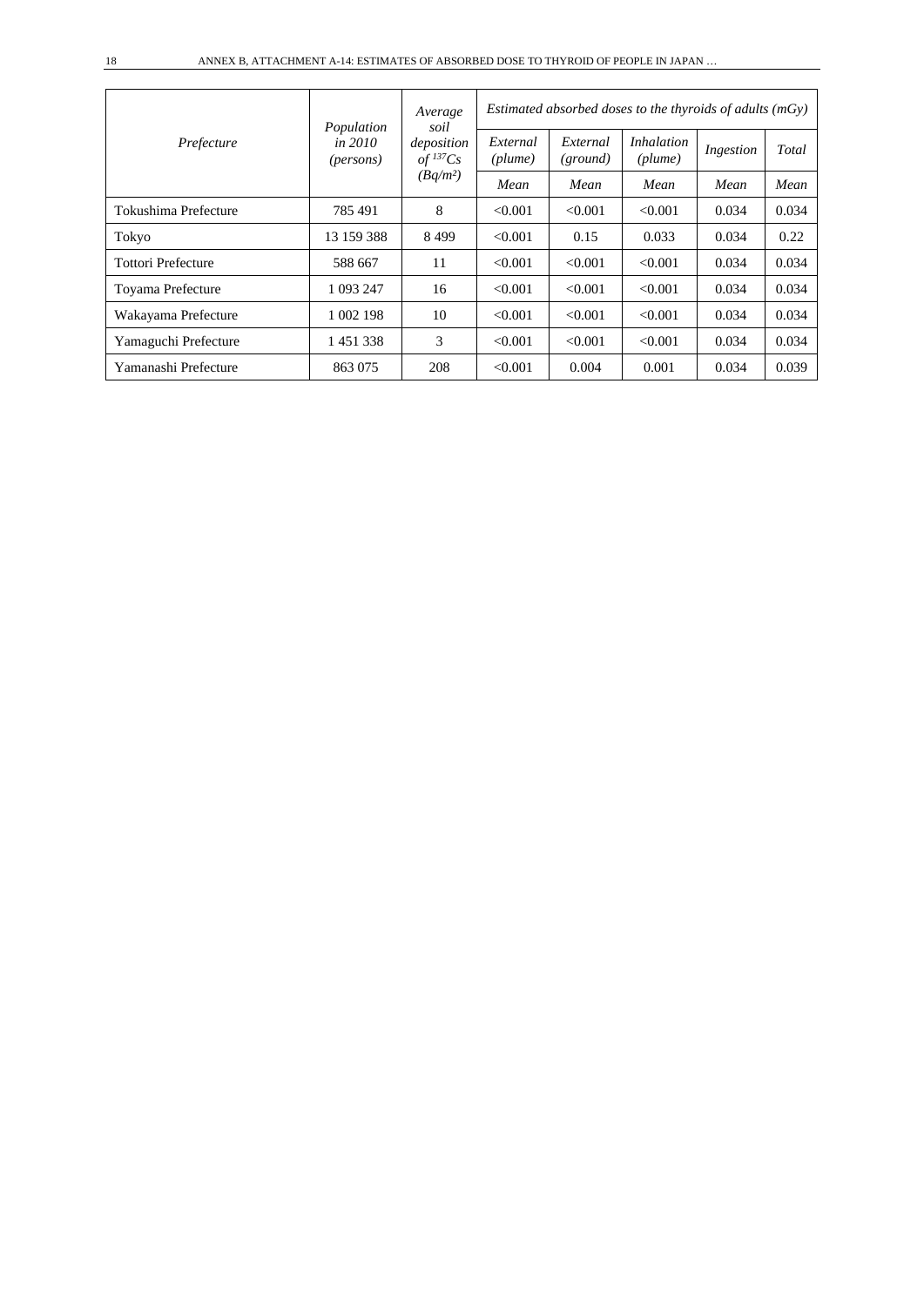| Prefecture | Population in 2010 (persons) | Average soil deposition of $^{137}Cs$ (Bq/m²) | Estimated absorbed doses to the thyroids of adults (mGy) | | | | |
|---|---|---|---|---|---|---|---|
| | | | External (plume) | External (ground) | Inhalation (plume) | Ingestion | Total |
| | | | Mean | Mean | Mean | Mean | Mean |
| Tokushima Prefecture | 785 491 | 8 | <0.001 | <0.001 | <0.001 | 0.034 | 0.034 |
| Tokyo | 13 159 388 | 8 499 | <0.001 | 0.15 | 0.033 | 0.034 | 0.22 |
| Tottori Prefecture | 588 667 | 11 | <0.001 | <0.001 | <0.001 | 0.034 | 0.034 |
| Toyama Prefecture | 1 093 247 | 16 | <0.001 | <0.001 | <0.001 | 0.034 | 0.034 |
| Wakayama Prefecture | 1 002 198 | 10 | <0.001 | <0.001 | <0.001 | 0.034 | 0.034 |
| Yamaguchi Prefecture | 1 451 338 | 3 | <0.001 | <0.001 | <0.001 | 0.034 | 0.034 |
| Yamanashi Prefecture | 863 075 | 208 | <0.001 | 0.004 | 0.001 | 0.034 | 0.039 |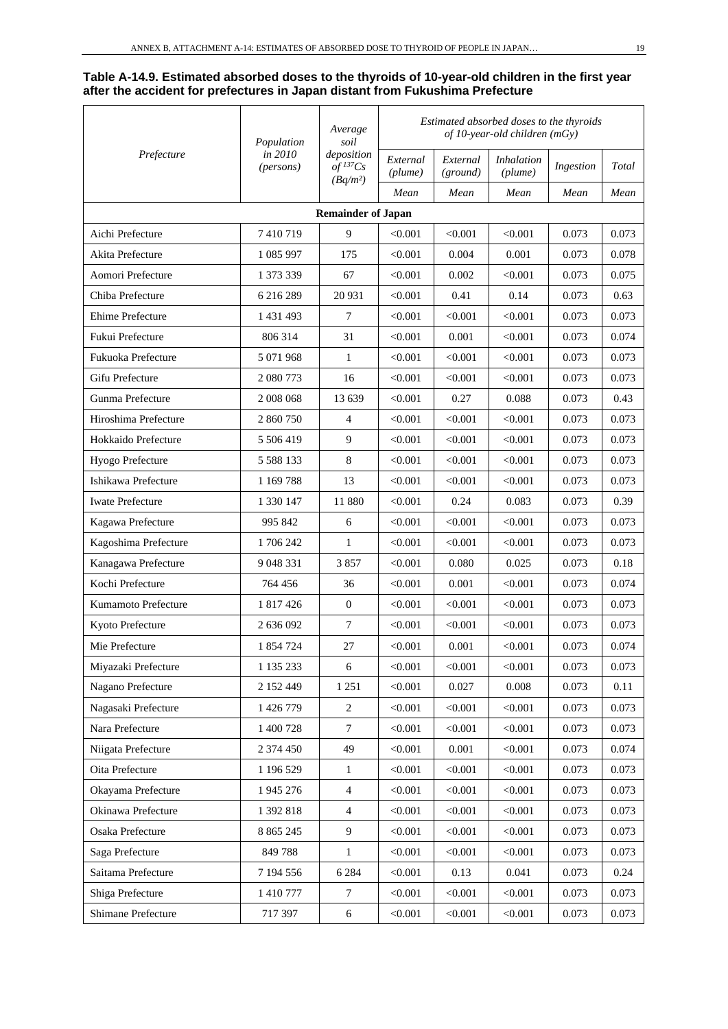**Table A-14.9. Estimated absorbed doses to the thyroids of 10-year-old children in the first year after the accident for prefectures in Japan distant from Fukushima Prefecture**

| *Prefecture* | *Population in 2010 (persons)* | *Average soil deposition of $^{137}Cs$ (Bq/m²)* | *Estimated absorbed doses to the thyroids of 10-year-old children (mGy)* | | | | |
|---|---|---|---|---|---|---|---|
| | | | *External (plume)* | *External (ground)* | *Inhalation (plume)* | *Ingestion* | *Total* |
| | | | *Mean* | *Mean* | *Mean* | *Mean* | *Mean* |
| **Remainder of Japan** | | | | | | | |
| Aichi Prefecture | 7 410 719 | 9 | <0.001 | <0.001 | <0.001 | 0.073 | 0.073 |
| Akita Prefecture | 1 085 997 | 175 | <0.001 | 0.004 | 0.001 | 0.073 | 0.078 |
| Aomori Prefecture | 1 373 339 | 67 | <0.001 | 0.002 | <0.001 | 0.073 | 0.075 |
| Chiba Prefecture | 6 216 289 | 20 931 | <0.001 | 0.41 | 0.14 | 0.073 | 0.63 |
| Ehime Prefecture | 1 431 493 | 7 | <0.001 | <0.001 | <0.001 | 0.073 | 0.073 |
| Fukui Prefecture | 806 314 | 31 | <0.001 | 0.001 | <0.001 | 0.073 | 0.074 |
| Fukuoka Prefecture | 5 071 968 | 1 | <0.001 | <0.001 | <0.001 | 0.073 | 0.073 |
| Gifu Prefecture | 2 080 773 | 16 | <0.001 | <0.001 | <0.001 | 0.073 | 0.073 |
| Gunma Prefecture | 2 008 068 | 13 639 | <0.001 | 0.27 | 0.088 | 0.073 | 0.43 |
| Hiroshima Prefecture | 2 860 750 | 4 | <0.001 | <0.001 | <0.001 | 0.073 | 0.073 |
| Hokkaido Prefecture | 5 506 419 | 9 | <0.001 | <0.001 | <0.001 | 0.073 | 0.073 |
| Hyogo Prefecture | 5 588 133 | 8 | <0.001 | <0.001 | <0.001 | 0.073 | 0.073 |
| Ishikawa Prefecture | 1 169 788 | 13 | <0.001 | <0.001 | <0.001 | 0.073 | 0.073 |
| Iwate Prefecture | 1 330 147 | 11 880 | <0.001 | 0.24 | 0.083 | 0.073 | 0.39 |
| Kagawa Prefecture | 995 842 | 6 | <0.001 | <0.001 | <0.001 | 0.073 | 0.073 |
| Kagoshima Prefecture | 1 706 242 | 1 | <0.001 | <0.001 | <0.001 | 0.073 | 0.073 |
| Kanagawa Prefecture | 9 048 331 | 3 857 | <0.001 | 0.080 | 0.025 | 0.073 | 0.18 |
| Kochi Prefecture | 764 456 | 36 | <0.001 | 0.001 | <0.001 | 0.073 | 0.074 |
| Kumamoto Prefecture | 1 817 426 | 0 | <0.001 | <0.001 | <0.001 | 0.073 | 0.073 |
| Kyoto Prefecture | 2 636 092 | 7 | <0.001 | <0.001 | <0.001 | 0.073 | 0.073 |
| Mie Prefecture | 1 854 724 | 27 | <0.001 | 0.001 | <0.001 | 0.073 | 0.074 |
| Miyazaki Prefecture | 1 135 233 | 6 | <0.001 | <0.001 | <0.001 | 0.073 | 0.073 |
| Nagano Prefecture | 2 152 449 | 1 251 | <0.001 | 0.027 | 0.008 | 0.073 | 0.11 |
| Nagasaki Prefecture | 1 426 779 | 2 | <0.001 | <0.001 | <0.001 | 0.073 | 0.073 |
| Nara Prefecture | 1 400 728 | 7 | <0.001 | <0.001 | <0.001 | 0.073 | 0.073 |
| Niigata Prefecture | 2 374 450 | 49 | <0.001 | 0.001 | <0.001 | 0.073 | 0.074 |
| Oita Prefecture | 1 196 529 | 1 | <0.001 | <0.001 | <0.001 | 0.073 | 0.073 |
| Okayama Prefecture | 1 945 276 | 4 | <0.001 | <0.001 | <0.001 | 0.073 | 0.073 |
| Okinawa Prefecture | 1 392 818 | 4 | <0.001 | <0.001 | <0.001 | 0.073 | 0.073 |
| Osaka Prefecture | 8 865 245 | 9 | <0.001 | <0.001 | <0.001 | 0.073 | 0.073 |
| Saga Prefecture | 849 788 | 1 | <0.001 | <0.001 | <0.001 | 0.073 | 0.073 |
| Saitama Prefecture | 7 194 556 | 6 284 | <0.001 | 0.13 | 0.041 | 0.073 | 0.24 |
| Shiga Prefecture | 1 410 777 | 7 | <0.001 | <0.001 | <0.001 | 0.073 | 0.073 |
| Shimane Prefecture | 717 397 | 6 | <0.001 | <0.001 | <0.001 | 0.073 | 0.073 |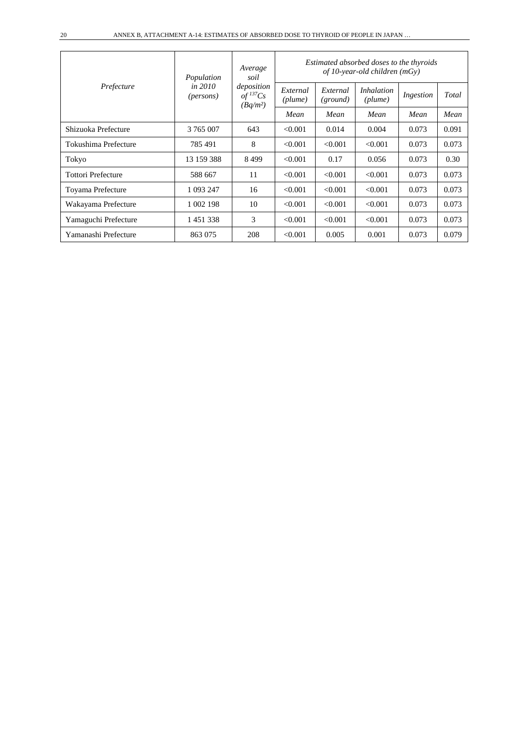| *Prefecture* | *Population in 2010 (persons)* | *Average soil deposition of $^{137}Cs$ (Bq/m²)* | *Estimated absorbed doses to the thyroids of 10-year-old children (mGy)* | | | | |
|---|---|---|---|---|---|---|---|
| | | | *External (plume)* | *External (ground)* | *Inhalation (plume)* | *Ingestion* | *Total* |
| | | | *Mean* | *Mean* | *Mean* | *Mean* | *Mean* |
| Shizuoka Prefecture | 3 765 007 | 643 | <0.001 | 0.014 | 0.004 | 0.073 | 0.091 |
| Tokushima Prefecture | 785 491 | 8 | <0.001 | <0.001 | <0.001 | 0.073 | 0.073 |
| Tokyo | 13 159 388 | 8 499 | <0.001 | 0.17 | 0.056 | 0.073 | 0.30 |
| Tottori Prefecture | 588 667 | 11 | <0.001 | <0.001 | <0.001 | 0.073 | 0.073 |
| Toyama Prefecture | 1 093 247 | 16 | <0.001 | <0.001 | <0.001 | 0.073 | 0.073 |
| Wakayama Prefecture | 1 002 198 | 10 | <0.001 | <0.001 | <0.001 | 0.073 | 0.073 |
| Yamaguchi Prefecture | 1 451 338 | 3 | <0.001 | <0.001 | <0.001 | 0.073 | 0.073 |
| Yamanashi Prefecture | 863 075 | 208 | <0.001 | 0.005 | 0.001 | 0.073 | 0.079 |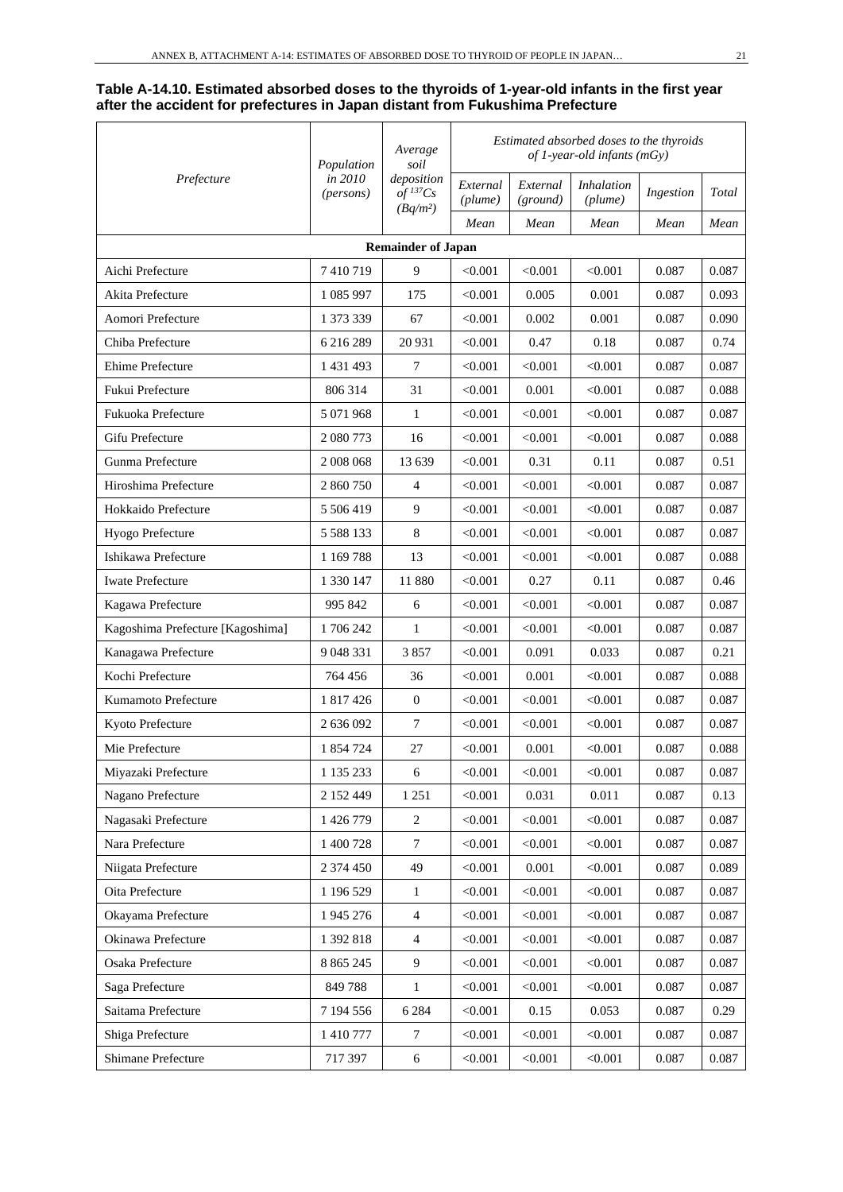**Table A-14.10. Estimated absorbed doses to the thyroids of 1-year-old infants in the first year after the accident for prefectures in Japan distant from Fukushima Prefecture**

| *Prefecture* | *Population in 2010 (persons)* | *Average soil deposition of $^{137}Cs$ ($Bq/m^2$)* | *Estimated absorbed doses to the thyroids of 1-year-old infants (mGy)* | | | | |
|---|---|---|---|---|---|---|---|
| | | | *External (plume)* | *External (ground)* | *Inhalation (plume)* | *Ingestion* | *Total* |
| | | | *Mean* | *Mean* | *Mean* | *Mean* | *Mean* |
| **Remainder of Japan** | | | | | | | |
| Aichi Prefecture | 7 410 719 | 9 | <0.001 | <0.001 | <0.001 | 0.087 | 0.087 |
| Akita Prefecture | 1 085 997 | 175 | <0.001 | 0.005 | 0.001 | 0.087 | 0.093 |
| Aomori Prefecture | 1 373 339 | 67 | <0.001 | 0.002 | 0.001 | 0.087 | 0.090 |
| Chiba Prefecture | 6 216 289 | 20 931 | <0.001 | 0.47 | 0.18 | 0.087 | 0.74 |
| Ehime Prefecture | 1 431 493 | 7 | <0.001 | <0.001 | <0.001 | 0.087 | 0.087 |
| Fukui Prefecture | 806 314 | 31 | <0.001 | 0.001 | <0.001 | 0.087 | 0.088 |
| Fukuoka Prefecture | 5 071 968 | 1 | <0.001 | <0.001 | <0.001 | 0.087 | 0.087 |
| Gifu Prefecture | 2 080 773 | 16 | <0.001 | <0.001 | <0.001 | 0.087 | 0.088 |
| Gunma Prefecture | 2 008 068 | 13 639 | <0.001 | 0.31 | 0.11 | 0.087 | 0.51 |
| Hiroshima Prefecture | 2 860 750 | 4 | <0.001 | <0.001 | <0.001 | 0.087 | 0.087 |
| Hokkaido Prefecture | 5 506 419 | 9 | <0.001 | <0.001 | <0.001 | 0.087 | 0.087 |
| Hyogo Prefecture | 5 588 133 | 8 | <0.001 | <0.001 | <0.001 | 0.087 | 0.087 |
| Ishikawa Prefecture | 1 169 788 | 13 | <0.001 | <0.001 | <0.001 | 0.087 | 0.088 |
| Iwate Prefecture | 1 330 147 | 11 880 | <0.001 | 0.27 | 0.11 | 0.087 | 0.46 |
| Kagawa Prefecture | 995 842 | 6 | <0.001 | <0.001 | <0.001 | 0.087 | 0.087 |
| Kagoshima Prefecture [Kagoshima] | 1 706 242 | 1 | <0.001 | <0.001 | <0.001 | 0.087 | 0.087 |
| Kanagawa Prefecture | 9 048 331 | 3 857 | <0.001 | 0.091 | 0.033 | 0.087 | 0.21 |
| Kochi Prefecture | 764 456 | 36 | <0.001 | 0.001 | <0.001 | 0.087 | 0.088 |
| Kumamoto Prefecture | 1 817 426 | 0 | <0.001 | <0.001 | <0.001 | 0.087 | 0.087 |
| Kyoto Prefecture | 2 636 092 | 7 | <0.001 | <0.001 | <0.001 | 0.087 | 0.087 |
| Mie Prefecture | 1 854 724 | 27 | <0.001 | 0.001 | <0.001 | 0.087 | 0.088 |
| Miyazaki Prefecture | 1 135 233 | 6 | <0.001 | <0.001 | <0.001 | 0.087 | 0.087 |
| Nagano Prefecture | 2 152 449 | 1 251 | <0.001 | 0.031 | 0.011 | 0.087 | 0.13 |
| Nagasaki Prefecture | 1 426 779 | 2 | <0.001 | <0.001 | <0.001 | 0.087 | 0.087 |
| Nara Prefecture | 1 400 728 | 7 | <0.001 | <0.001 | <0.001 | 0.087 | 0.087 |
| Niigata Prefecture | 2 374 450 | 49 | <0.001 | 0.001 | <0.001 | 0.087 | 0.089 |
| Oita Prefecture | 1 196 529 | 1 | <0.001 | <0.001 | <0.001 | 0.087 | 0.087 |
| Okayama Prefecture | 1 945 276 | 4 | <0.001 | <0.001 | <0.001 | 0.087 | 0.087 |
| Okinawa Prefecture | 1 392 818 | 4 | <0.001 | <0.001 | <0.001 | 0.087 | 0.087 |
| Osaka Prefecture | 8 865 245 | 9 | <0.001 | <0.001 | <0.001 | 0.087 | 0.087 |
| Saga Prefecture | 849 788 | 1 | <0.001 | <0.001 | <0.001 | 0.087 | 0.087 |
| Saitama Prefecture | 7 194 556 | 6 284 | <0.001 | 0.15 | 0.053 | 0.087 | 0.29 |
| Shiga Prefecture | 1 410 777 | 7 | <0.001 | <0.001 | <0.001 | 0.087 | 0.087 |
| Shimane Prefecture | 717 397 | 6 | <0.001 | <0.001 | <0.001 | 0.087 | 0.087 |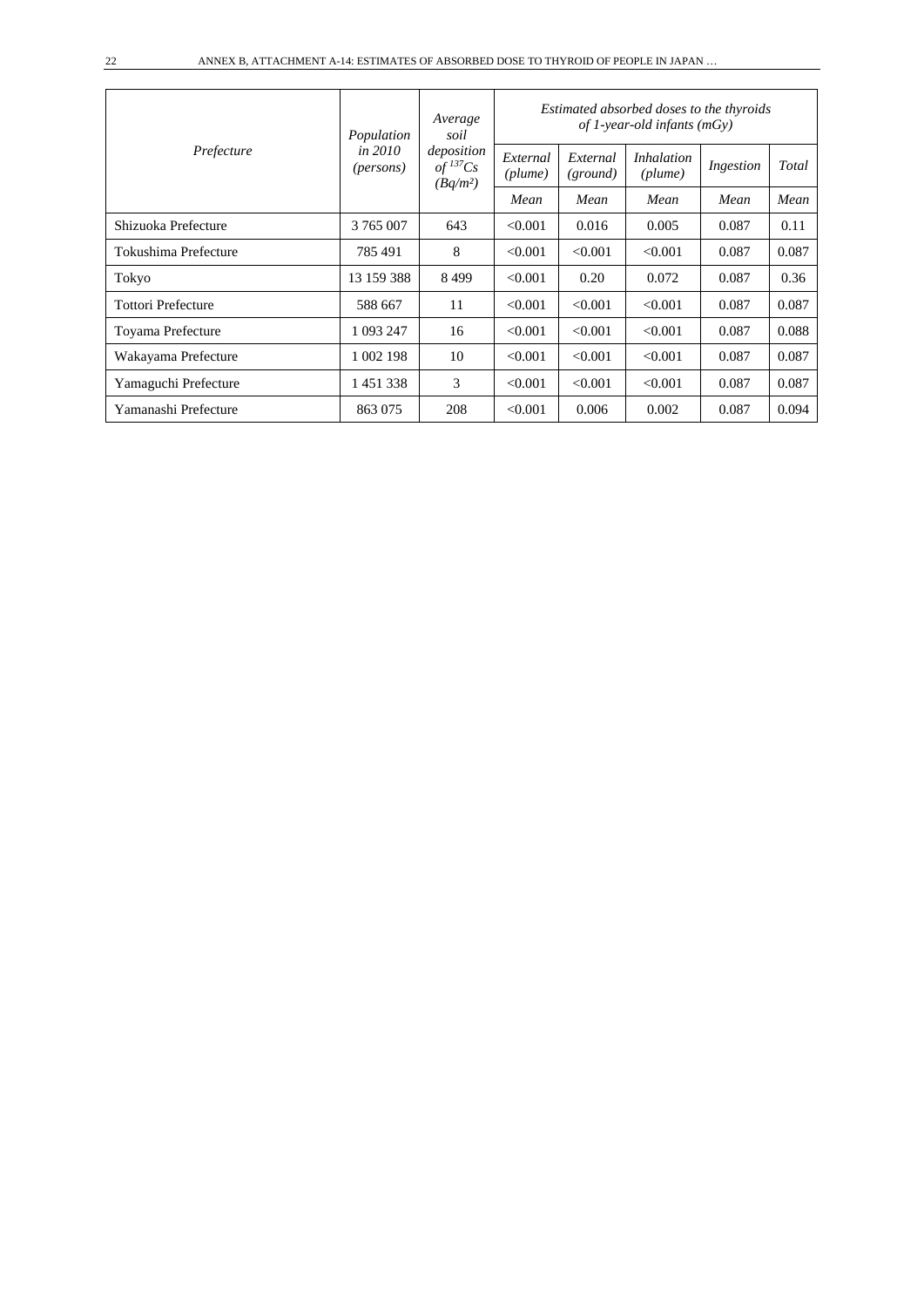| *Prefecture* | *Population in 2010 (persons)* | *Average soil deposition of $^{137}Cs$ (Bq/m²)* | *Estimated absorbed doses to the thyroids of 1-year-old infants (mGy)* | | | | |
|---|---|---|---|---|---|---|---|
| | | | *External (plume)* | *External (ground)* | *Inhalation (plume)* | *Ingestion* | *Total* |
| | | | *Mean* | *Mean* | *Mean* | *Mean* | *Mean* |
| Shizuoka Prefecture | 3 765 007 | 643 | <0.001 | 0.016 | 0.005 | 0.087 | 0.11 |
| Tokushima Prefecture | 785 491 | 8 | <0.001 | <0.001 | <0.001 | 0.087 | 0.087 |
| Tokyo | 13 159 388 | 8 499 | <0.001 | 0.20 | 0.072 | 0.087 | 0.36 |
| Tottori Prefecture | 588 667 | 11 | <0.001 | <0.001 | <0.001 | 0.087 | 0.087 |
| Toyama Prefecture | 1 093 247 | 16 | <0.001 | <0.001 | <0.001 | 0.087 | 0.088 |
| Wakayama Prefecture | 1 002 198 | 10 | <0.001 | <0.001 | <0.001 | 0.087 | 0.087 |
| Yamaguchi Prefecture | 1 451 338 | 3 | <0.001 | <0.001 | <0.001 | 0.087 | 0.087 |
| Yamanashi Prefecture | 863 075 | 208 | <0.001 | 0.006 | 0.002 | 0.087 | 0.094 |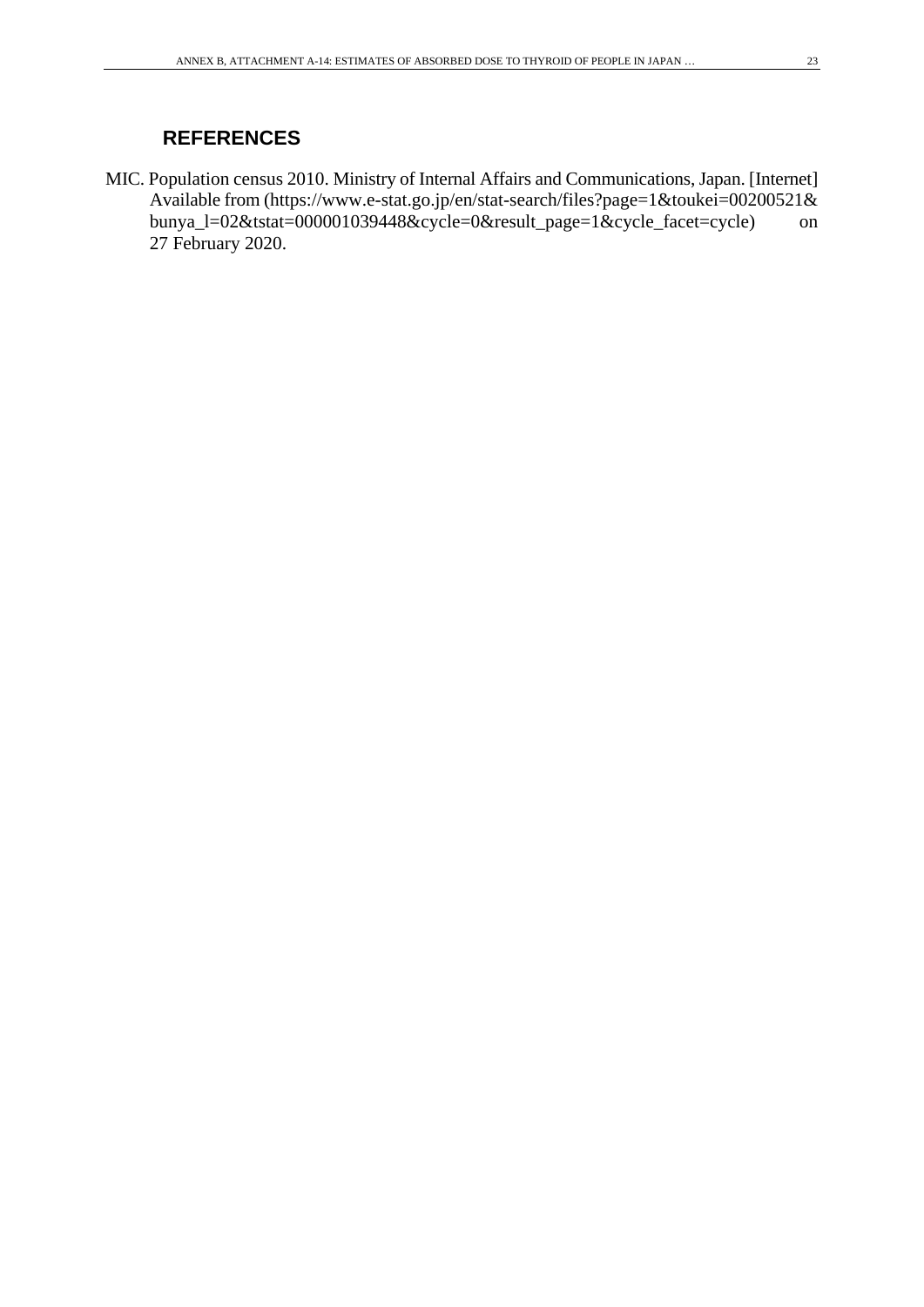## REFERENCES

MIC. Population census 2010. Ministry of Internal Affairs and Communications, Japan. [Internet] Available from (https://www.e-stat.go.jp/en/stat-search/files?page=1&toukei=00200521&bunya_l=02&tstat=000001039448&cycle=0&result_page=1&cycle_facet=cycle) on 27 February 2020.